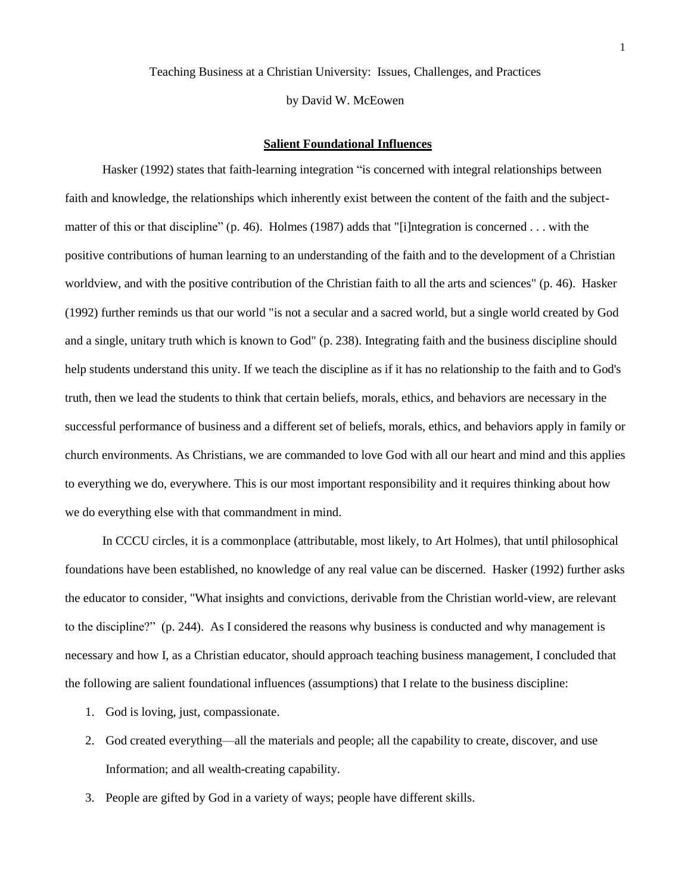Teaching Business at a Christian University: Issues, Challenges, and Practices

by David W. McEowen

## Salient Foundational Influences

Hasker (1992) states that faith-learning integration "is concerned with integral relationships between faith and knowledge, the relationships which inherently exist between the content of the faith and the subject-matter of this or that discipline" (p. 46). Holmes (1987) adds that "[i]ntegration is concerned . . . with the positive contributions of human learning to an understanding of the faith and to the development of a Christian worldview, and with the positive contribution of the Christian faith to all the arts and sciences" (p. 46). Hasker (1992) further reminds us that our world "is not a secular and a sacred world, but a single world created by God and a single, unitary truth which is known to God" (p. 238). Integrating faith and the business discipline should help students understand this unity. If we teach the discipline as if it has no relationship to the faith and to God's truth, then we lead the students to think that certain beliefs, morals, ethics, and behaviors are necessary in the successful performance of business and a different set of beliefs, morals, ethics, and behaviors apply in family or church environments. As Christians, we are commanded to love God with all our heart and mind and this applies to everything we do, everywhere. This is our most important responsibility and it requires thinking about how we do everything else with that commandment in mind.

In CCCU circles, it is a commonplace (attributable, most likely, to Art Holmes), that until philosophical foundations have been established, no knowledge of any real value can be discerned. Hasker (1992) further asks the educator to consider, "What insights and convictions, derivable from the Christian world-view, are relevant to the discipline?" (p. 244). As I considered the reasons why business is conducted and why management is necessary and how I, as a Christian educator, should approach teaching business management, I concluded that the following are salient foundational influences (assumptions) that I relate to the business discipline:

1. God is loving, just, compassionate.
2. God created everything—all the materials and people; all the capability to create, discover, and use Information; and all wealth-creating capability.
3. People are gifted by God in a variety of ways; people have different skills.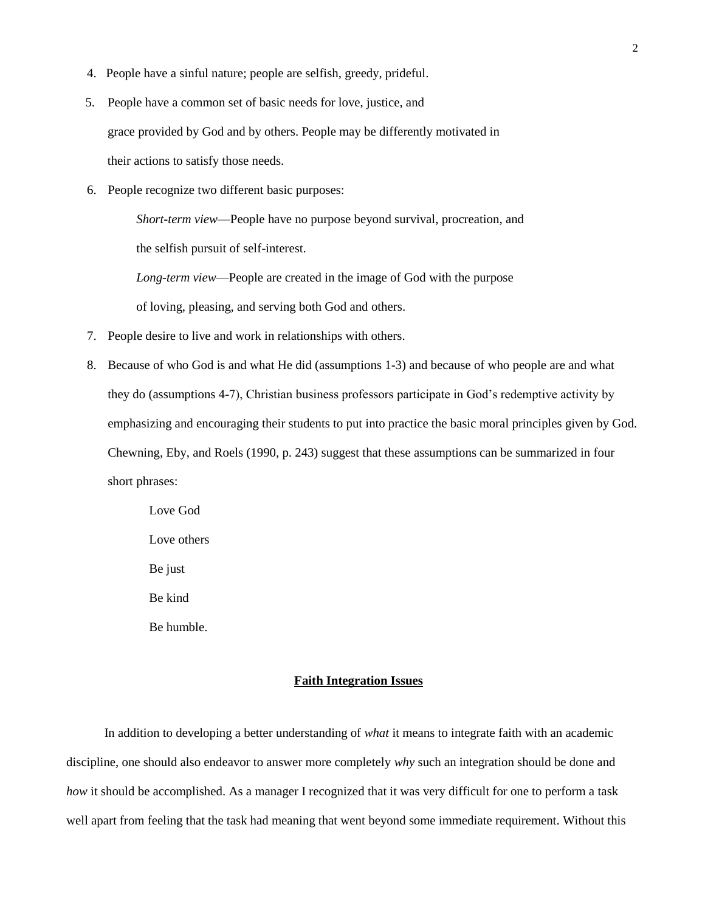4. People have a sinful nature; people are selfish, greedy, prideful.
5. People have a common set of basic needs for love, justice, and grace provided by God and by others. People may be differently motivated in their actions to satisfy those needs.
6. People recognize two different basic purposes:

   *Short-term view*—People have no purpose beyond survival, procreation, and the selfish pursuit of self-interest.

   *Long-term view*—People are created in the image of God with the purpose of loving, pleasing, and serving both God and others.
7. People desire to live and work in relationships with others.
8. Because of who God is and what He did (assumptions 1-3) and because of who people are and what they do (assumptions 4-7), Christian business professors participate in God's redemptive activity by emphasizing and encouraging their students to put into practice the basic moral principles given by God. Chewning, Eby, and Roels (1990, p. 243) suggest that these assumptions can be summarized in four short phrases:

   Love God

   Love others

   Be just

   Be kind

   Be humble.

## Faith Integration Issues

In addition to developing a better understanding of *what* it means to integrate faith with an academic discipline, one should also endeavor to answer more completely *why* such an integration should be done and *how* it should be accomplished. As a manager I recognized that it was very difficult for one to perform a task well apart from feeling that the task had meaning that went beyond some immediate requirement. Without this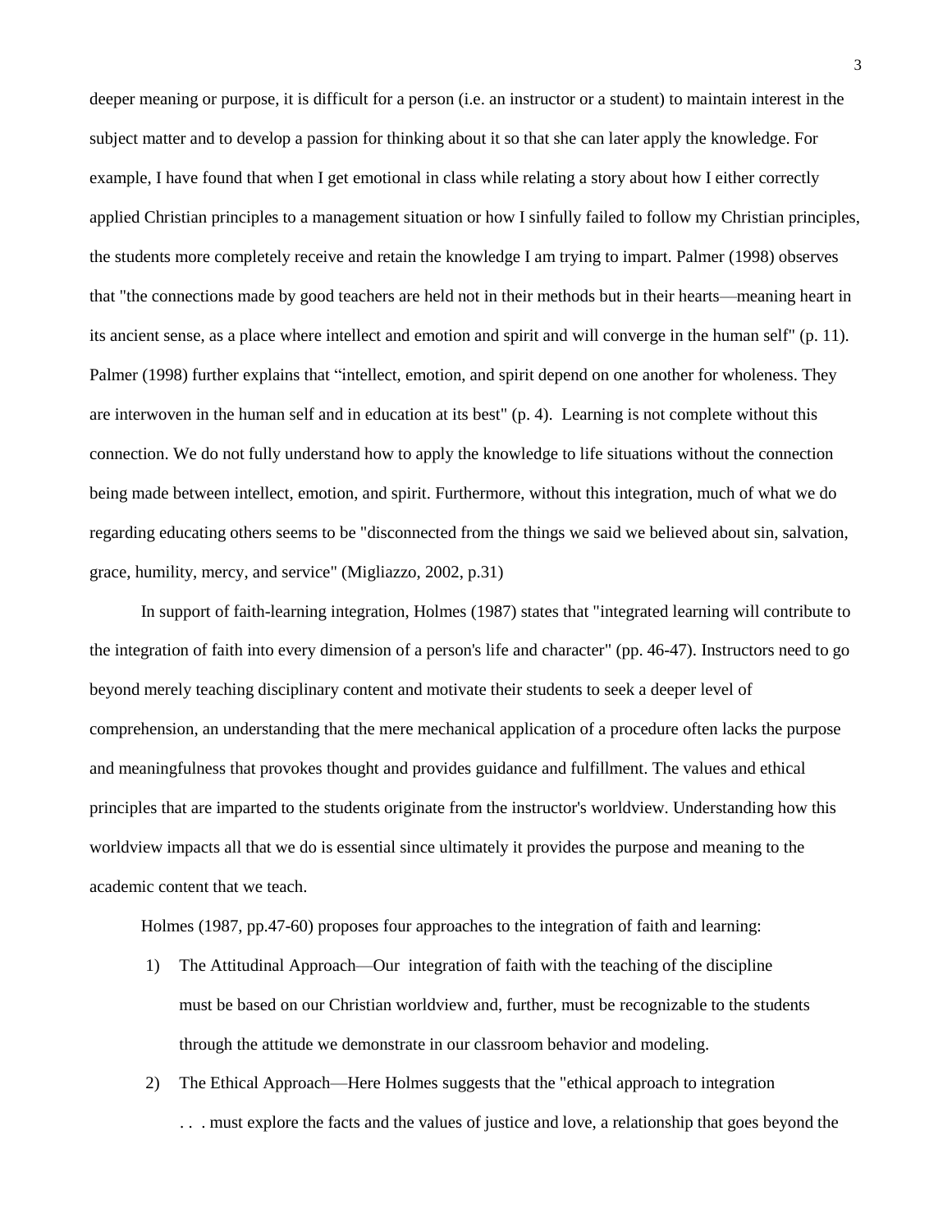deeper meaning or purpose, it is difficult for a person (i.e. an instructor or a student) to maintain interest in the subject matter and to develop a passion for thinking about it so that she can later apply the knowledge. For example, I have found that when I get emotional in class while relating a story about how I either correctly applied Christian principles to a management situation or how I sinfully failed to follow my Christian principles, the students more completely receive and retain the knowledge I am trying to impart. Palmer (1998) observes that "the connections made by good teachers are held not in their methods but in their hearts—meaning heart in its ancient sense, as a place where intellect and emotion and spirit and will converge in the human self" (p. 11). Palmer (1998) further explains that "intellect, emotion, and spirit depend on one another for wholeness. They are interwoven in the human self and in education at its best" (p. 4). Learning is not complete without this connection. We do not fully understand how to apply the knowledge to life situations without the connection being made between intellect, emotion, and spirit. Furthermore, without this integration, much of what we do regarding educating others seems to be "disconnected from the things we said we believed about sin, salvation, grace, humility, mercy, and service" (Migliazzo, 2002, p.31)

In support of faith-learning integration, Holmes (1987) states that "integrated learning will contribute to the integration of faith into every dimension of a person's life and character" (pp. 46-47). Instructors need to go beyond merely teaching disciplinary content and motivate their students to seek a deeper level of comprehension, an understanding that the mere mechanical application of a procedure often lacks the purpose and meaningfulness that provokes thought and provides guidance and fulfillment. The values and ethical principles that are imparted to the students originate from the instructor's worldview. Understanding how this worldview impacts all that we do is essential since ultimately it provides the purpose and meaning to the academic content that we teach.

Holmes (1987, pp.47-60) proposes four approaches to the integration of faith and learning:

1) The Attitudinal Approach—Our integration of faith with the teaching of the discipline must be based on our Christian worldview and, further, must be recognizable to the students through the attitude we demonstrate in our classroom behavior and modeling.
2) The Ethical Approach—Here Holmes suggests that the "ethical approach to integration . . . must explore the facts and the values of justice and love, a relationship that goes beyond the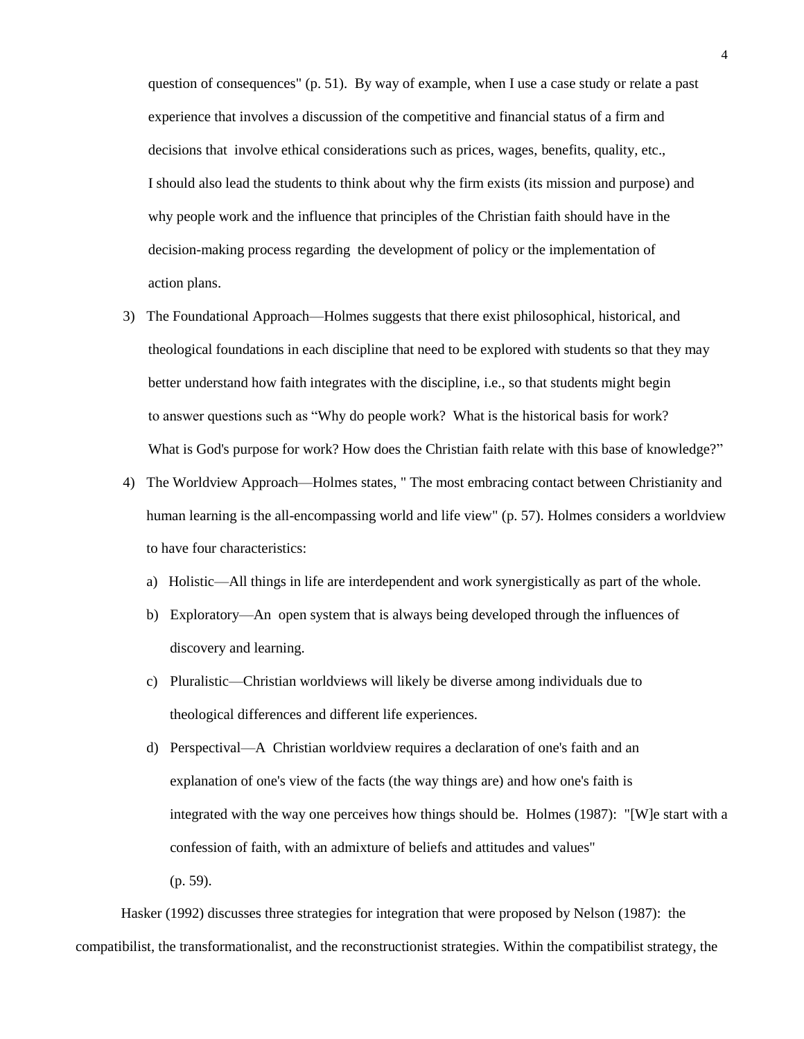question of consequences" (p. 51). By way of example, when I use a case study or relate a past experience that involves a discussion of the competitive and financial status of a firm and decisions that involve ethical considerations such as prices, wages, benefits, quality, etc., I should also lead the students to think about why the firm exists (its mission and purpose) and why people work and the influence that principles of the Christian faith should have in the decision-making process regarding the development of policy or the implementation of action plans.

3) The Foundational Approach—Holmes suggests that there exist philosophical, historical, and theological foundations in each discipline that need to be explored with students so that they may better understand how faith integrates with the discipline, i.e., so that students might begin to answer questions such as "Why do people work? What is the historical basis for work? What is God's purpose for work? How does the Christian faith relate with this base of knowledge?"

4) The Worldview Approach—Holmes states, " The most embracing contact between Christianity and human learning is the all-encompassing world and life view" (p. 57). Holmes considers a worldview to have four characteristics:

   a) Holistic—All things in life are interdependent and work synergistically as part of the whole.

   b) Exploratory—An open system that is always being developed through the influences of discovery and learning.

   c) Pluralistic—Christian worldviews will likely be diverse among individuals due to theological differences and different life experiences.

   d) Perspectival—A Christian worldview requires a declaration of one's faith and an explanation of one's view of the facts (the way things are) and how one's faith is integrated with the way one perceives how things should be. Holmes (1987): "[W]e start with a confession of faith, with an admixture of beliefs and attitudes and values" (p. 59).

Hasker (1992) discusses three strategies for integration that were proposed by Nelson (1987): the compatibilist, the transformationalist, and the reconstructionist strategies. Within the compatibilist strategy, the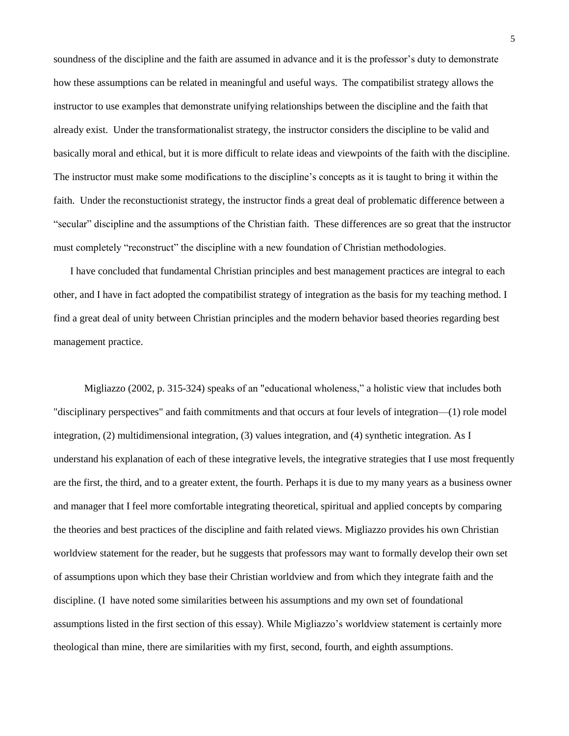soundness of the discipline and the faith are assumed in advance and it is the professor's duty to demonstrate how these assumptions can be related in meaningful and useful ways. The compatibilist strategy allows the instructor to use examples that demonstrate unifying relationships between the discipline and the faith that already exist. Under the transformationalist strategy, the instructor considers the discipline to be valid and basically moral and ethical, but it is more difficult to relate ideas and viewpoints of the faith with the discipline. The instructor must make some modifications to the discipline's concepts as it is taught to bring it within the faith. Under the reconstuctionist strategy, the instructor finds a great deal of problematic difference between a "secular" discipline and the assumptions of the Christian faith. These differences are so great that the instructor must completely "reconstruct" the discipline with a new foundation of Christian methodologies.

I have concluded that fundamental Christian principles and best management practices are integral to each other, and I have in fact adopted the compatibilist strategy of integration as the basis for my teaching method. I find a great deal of unity between Christian principles and the modern behavior based theories regarding best management practice.

Migliazzo (2002, p. 315-324) speaks of an "educational wholeness," a holistic view that includes both "disciplinary perspectives" and faith commitments and that occurs at four levels of integration—(1) role model integration, (2) multidimensional integration, (3) values integration, and (4) synthetic integration. As I understand his explanation of each of these integrative levels, the integrative strategies that I use most frequently are the first, the third, and to a greater extent, the fourth. Perhaps it is due to my many years as a business owner and manager that I feel more comfortable integrating theoretical, spiritual and applied concepts by comparing the theories and best practices of the discipline and faith related views. Migliazzo provides his own Christian worldview statement for the reader, but he suggests that professors may want to formally develop their own set of assumptions upon which they base their Christian worldview and from which they integrate faith and the discipline. (I have noted some similarities between his assumptions and my own set of foundational assumptions listed in the first section of this essay). While Migliazzo's worldview statement is certainly more theological than mine, there are similarities with my first, second, fourth, and eighth assumptions.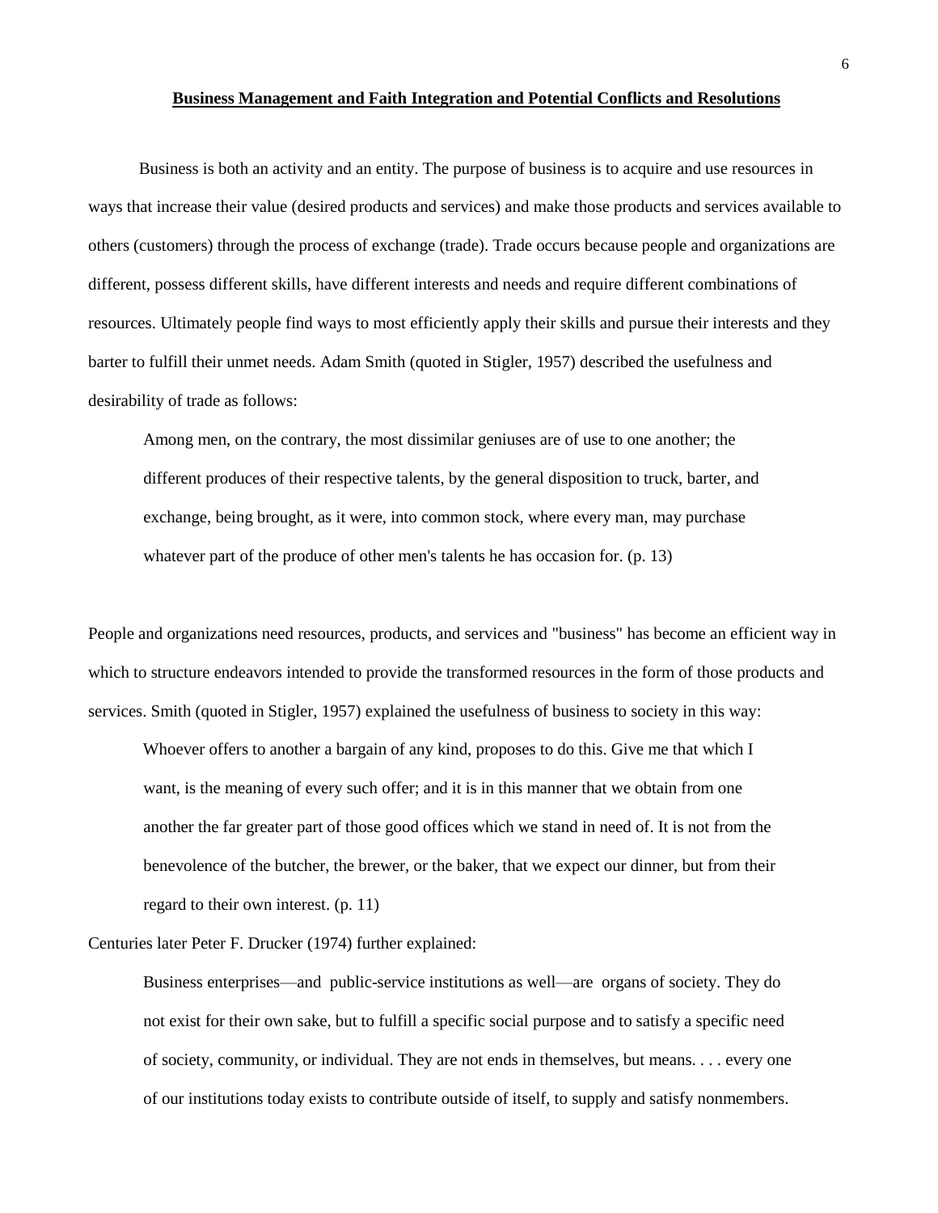## **Business Management and Faith Integration and Potential Conflicts and Resolutions**

Business is both an activity and an entity. The purpose of business is to acquire and use resources in ways that increase their value (desired products and services) and make those products and services available to others (customers) through the process of exchange (trade). Trade occurs because people and organizations are different, possess different skills, have different interests and needs and require different combinations of resources. Ultimately people find ways to most efficiently apply their skills and pursue their interests and they barter to fulfill their unmet needs. Adam Smith (quoted in Stigler, 1957) described the usefulness and desirability of trade as follows:

> Among men, on the contrary, the most dissimilar geniuses are of use to one another; the different produces of their respective talents, by the general disposition to truck, barter, and exchange, being brought, as it were, into common stock, where every man, may purchase whatever part of the produce of other men's talents he has occasion for. (p. 13)

People and organizations need resources, products, and services and "business" has become an efficient way in which to structure endeavors intended to provide the transformed resources in the form of those products and services. Smith (quoted in Stigler, 1957) explained the usefulness of business to society in this way:

> Whoever offers to another a bargain of any kind, proposes to do this. Give me that which I want, is the meaning of every such offer; and it is in this manner that we obtain from one another the far greater part of those good offices which we stand in need of. It is not from the benevolence of the butcher, the brewer, or the baker, that we expect our dinner, but from their regard to their own interest. (p. 11)

Centuries later Peter F. Drucker (1974) further explained:

> Business enterprises—and public-service institutions as well—are organs of society. They do not exist for their own sake, but to fulfill a specific social purpose and to satisfy a specific need of society, community, or individual. They are not ends in themselves, but means. . . . every one of our institutions today exists to contribute outside of itself, to supply and satisfy nonmembers.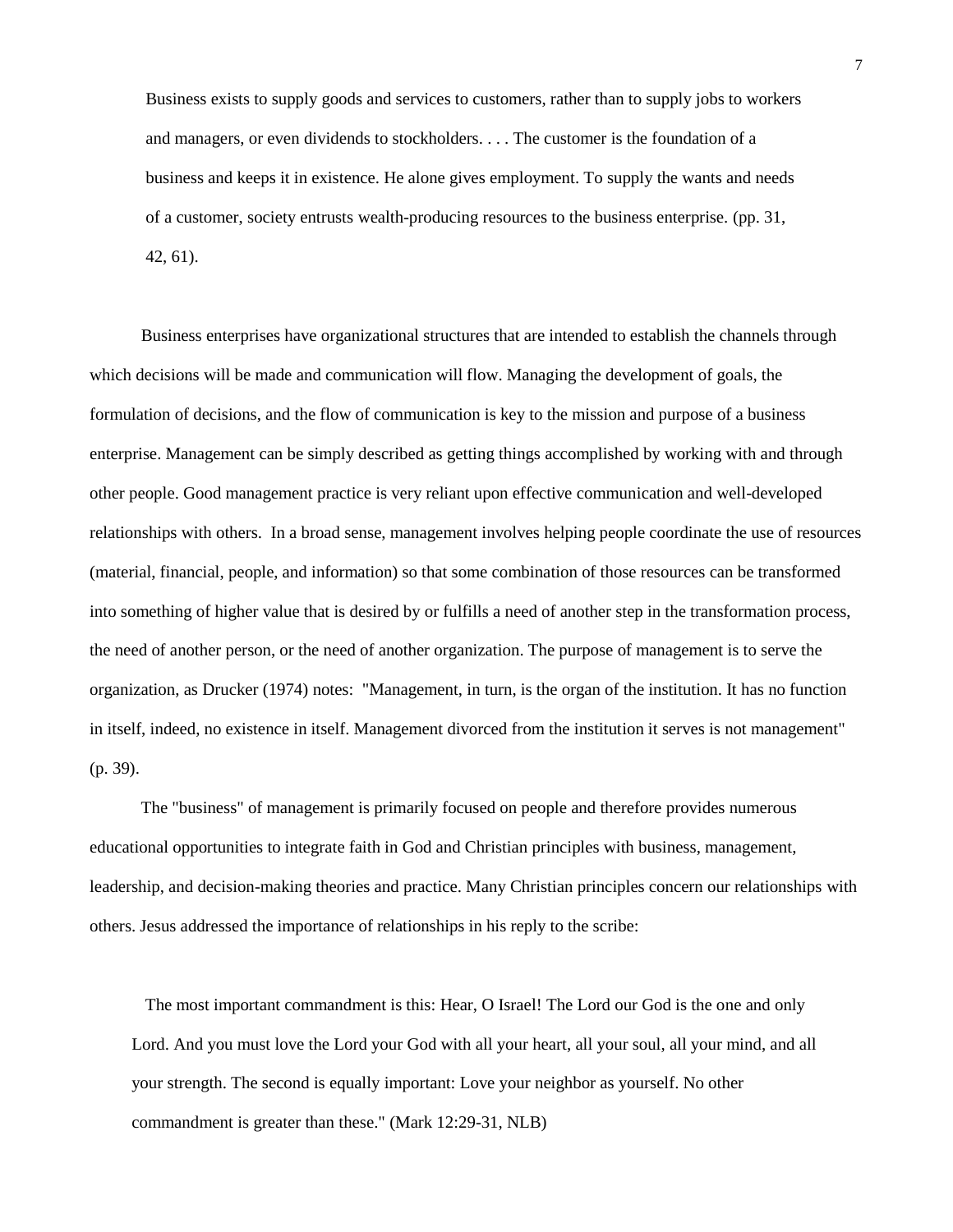> Business exists to supply goods and services to customers, rather than to supply jobs to workers and managers, or even dividends to stockholders. . . . The customer is the foundation of a business and keeps it in existence. He alone gives employment. To supply the wants and needs of a customer, society entrusts wealth-producing resources to the business enterprise. (pp. 31, 42, 61).

Business enterprises have organizational structures that are intended to establish the channels through which decisions will be made and communication will flow. Managing the development of goals, the formulation of decisions, and the flow of communication is key to the mission and purpose of a business enterprise. Management can be simply described as getting things accomplished by working with and through other people. Good management practice is very reliant upon effective communication and well-developed relationships with others. In a broad sense, management involves helping people coordinate the use of resources (material, financial, people, and information) so that some combination of those resources can be transformed into something of higher value that is desired by or fulfills a need of another step in the transformation process, the need of another person, or the need of another organization. The purpose of management is to serve the organization, as Drucker (1974) notes: "Management, in turn, is the organ of the institution. It has no function in itself, indeed, no existence in itself. Management divorced from the institution it serves is not management" (p. 39).

The "business" of management is primarily focused on people and therefore provides numerous educational opportunities to integrate faith in God and Christian principles with business, management, leadership, and decision-making theories and practice. Many Christian principles concern our relationships with others. Jesus addressed the importance of relationships in his reply to the scribe:

> The most important commandment is this: Hear, O Israel! The Lord our God is the one and only Lord. And you must love the Lord your God with all your heart, all your soul, all your mind, and all your strength. The second is equally important: Love your neighbor as yourself. No other commandment is greater than these." (Mark 12:29-31, NLB)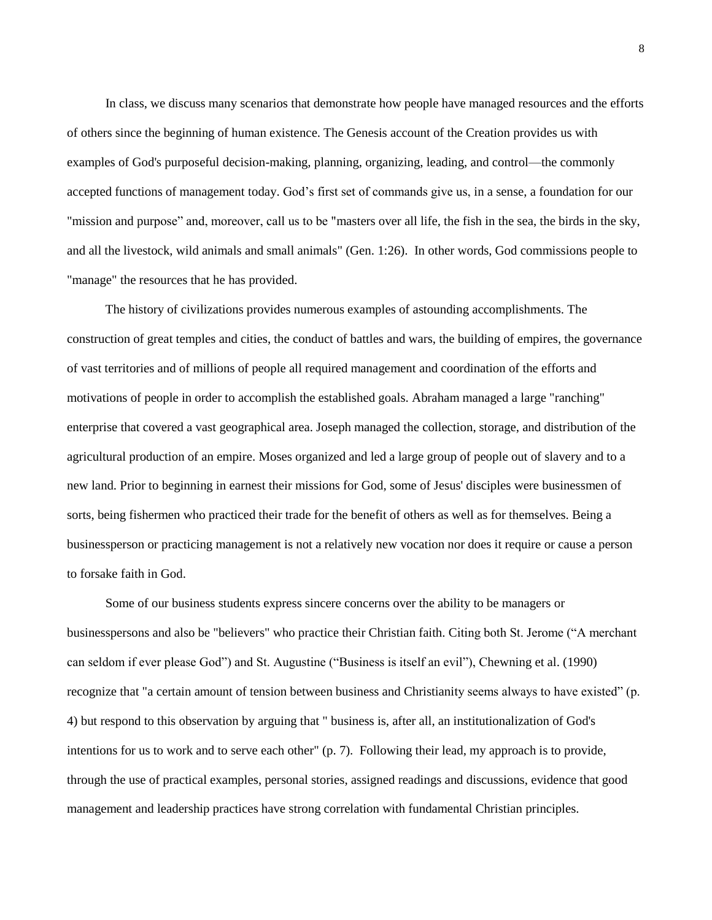In class, we discuss many scenarios that demonstrate how people have managed resources and the efforts of others since the beginning of human existence. The Genesis account of the Creation provides us with examples of God's purposeful decision-making, planning, organizing, leading, and control—the commonly accepted functions of management today. God's first set of commands give us, in a sense, a foundation for our "mission and purpose" and, moreover, call us to be "masters over all life, the fish in the sea, the birds in the sky, and all the livestock, wild animals and small animals" (Gen. 1:26). In other words, God commissions people to "manage" the resources that he has provided.

The history of civilizations provides numerous examples of astounding accomplishments. The construction of great temples and cities, the conduct of battles and wars, the building of empires, the governance of vast territories and of millions of people all required management and coordination of the efforts and motivations of people in order to accomplish the established goals. Abraham managed a large "ranching" enterprise that covered a vast geographical area. Joseph managed the collection, storage, and distribution of the agricultural production of an empire. Moses organized and led a large group of people out of slavery and to a new land. Prior to beginning in earnest their missions for God, some of Jesus' disciples were businessmen of sorts, being fishermen who practiced their trade for the benefit of others as well as for themselves. Being a businessperson or practicing management is not a relatively new vocation nor does it require or cause a person to forsake faith in God.

Some of our business students express sincere concerns over the ability to be managers or businesspersons and also be "believers" who practice their Christian faith. Citing both St. Jerome ("A merchant can seldom if ever please God") and St. Augustine ("Business is itself an evil"), Chewning et al. (1990) recognize that "a certain amount of tension between business and Christianity seems always to have existed" (p. 4) but respond to this observation by arguing that " business is, after all, an institutionalization of God's intentions for us to work and to serve each other" (p. 7). Following their lead, my approach is to provide, through the use of practical examples, personal stories, assigned readings and discussions, evidence that good management and leadership practices have strong correlation with fundamental Christian principles.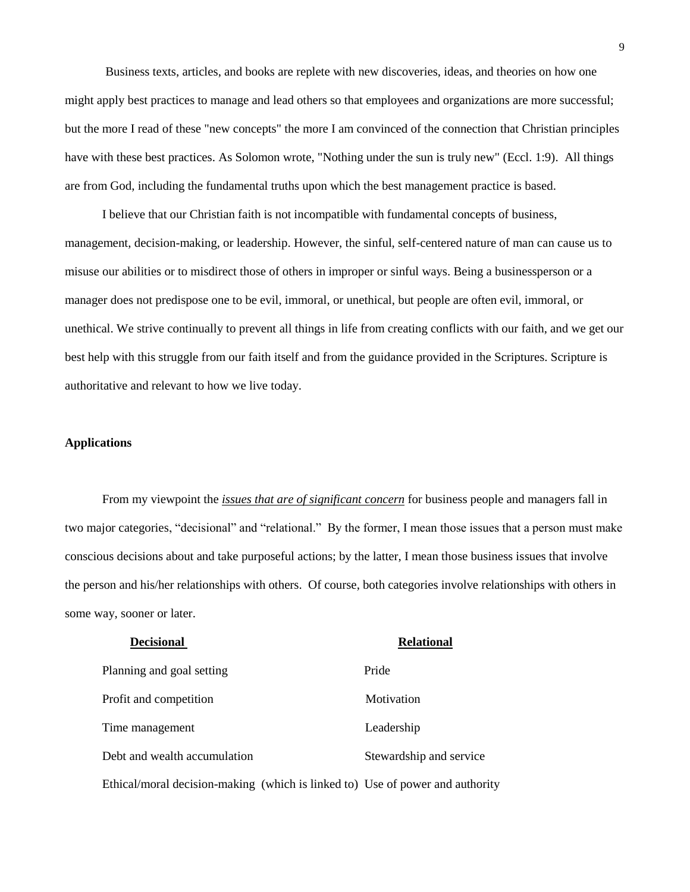Business texts, articles, and books are replete with new discoveries, ideas, and theories on how one might apply best practices to manage and lead others so that employees and organizations are more successful; but the more I read of these "new concepts" the more I am convinced of the connection that Christian principles have with these best practices. As Solomon wrote, "Nothing under the sun is truly new" (Eccl. 1:9). All things are from God, including the fundamental truths upon which the best management practice is based.

I believe that our Christian faith is not incompatible with fundamental concepts of business, management, decision-making, or leadership. However, the sinful, self-centered nature of man can cause us to misuse our abilities or to misdirect those of others in improper or sinful ways. Being a businessperson or a manager does not predispose one to be evil, immoral, or unethical, but people are often evil, immoral, or unethical. We strive continually to prevent all things in life from creating conflicts with our faith, and we get our best help with this struggle from our faith itself and from the guidance provided in the Scriptures. Scripture is authoritative and relevant to how we live today.

**Applications**

From my viewpoint the ***<u>issues that are of significant concern</u>*** for business people and managers fall in two major categories, "decisional" and "relational." By the former, I mean those issues that a person must make conscious decisions about and take purposeful actions; by the latter, I mean those business issues that involve the person and his/her relationships with others. Of course, both categories involve relationships with others in some way, sooner or later.

| **Decisional** | **Relational** |
|---|---|
| Planning and goal setting | Pride |
| Profit and competition | Motivation |
| Time management | Leadership |
| Debt and wealth accumulation | Stewardship and service |
| Ethical/moral decision-making (which is linked to) | Use of power and authority |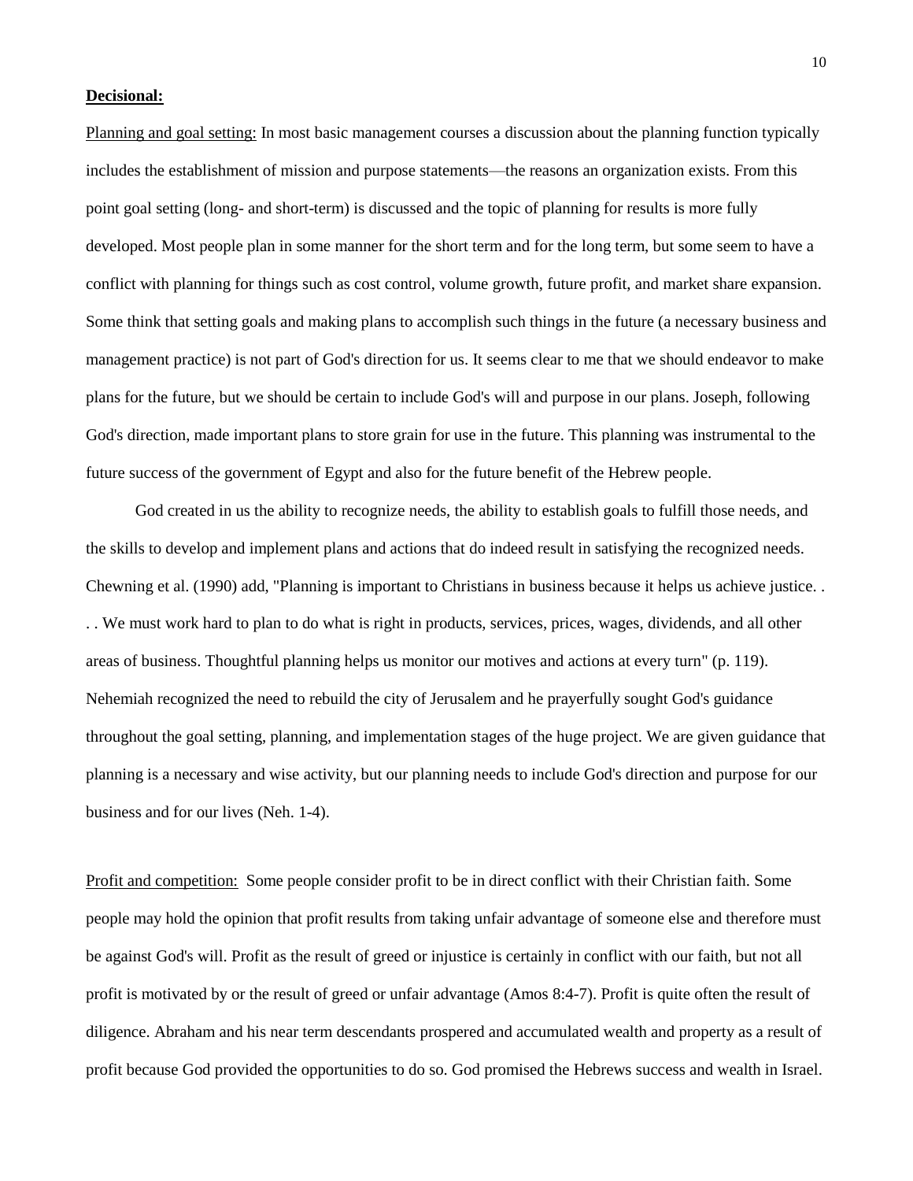**Decisional:**

Planning and goal setting: In most basic management courses a discussion about the planning function typically includes the establishment of mission and purpose statements—the reasons an organization exists. From this point goal setting (long- and short-term) is discussed and the topic of planning for results is more fully developed. Most people plan in some manner for the short term and for the long term, but some seem to have a conflict with planning for things such as cost control, volume growth, future profit, and market share expansion. Some think that setting goals and making plans to accomplish such things in the future (a necessary business and management practice) is not part of God's direction for us. It seems clear to me that we should endeavor to make plans for the future, but we should be certain to include God's will and purpose in our plans. Joseph, following God's direction, made important plans to store grain for use in the future. This planning was instrumental to the future success of the government of Egypt and also for the future benefit of the Hebrew people.

God created in us the ability to recognize needs, the ability to establish goals to fulfill those needs, and the skills to develop and implement plans and actions that do indeed result in satisfying the recognized needs. Chewning et al. (1990) add, "Planning is important to Christians in business because it helps us achieve justice. . . . We must work hard to plan to do what is right in products, services, prices, wages, dividends, and all other areas of business. Thoughtful planning helps us monitor our motives and actions at every turn" (p. 119). Nehemiah recognized the need to rebuild the city of Jerusalem and he prayerfully sought God's guidance throughout the goal setting, planning, and implementation stages of the huge project. We are given guidance that planning is a necessary and wise activity, but our planning needs to include God's direction and purpose for our business and for our lives (Neh. 1-4).

Profit and competition: Some people consider profit to be in direct conflict with their Christian faith. Some people may hold the opinion that profit results from taking unfair advantage of someone else and therefore must be against God's will. Profit as the result of greed or injustice is certainly in conflict with our faith, but not all profit is motivated by or the result of greed or unfair advantage (Amos 8:4-7). Profit is quite often the result of diligence. Abraham and his near term descendants prospered and accumulated wealth and property as a result of profit because God provided the opportunities to do so. God promised the Hebrews success and wealth in Israel.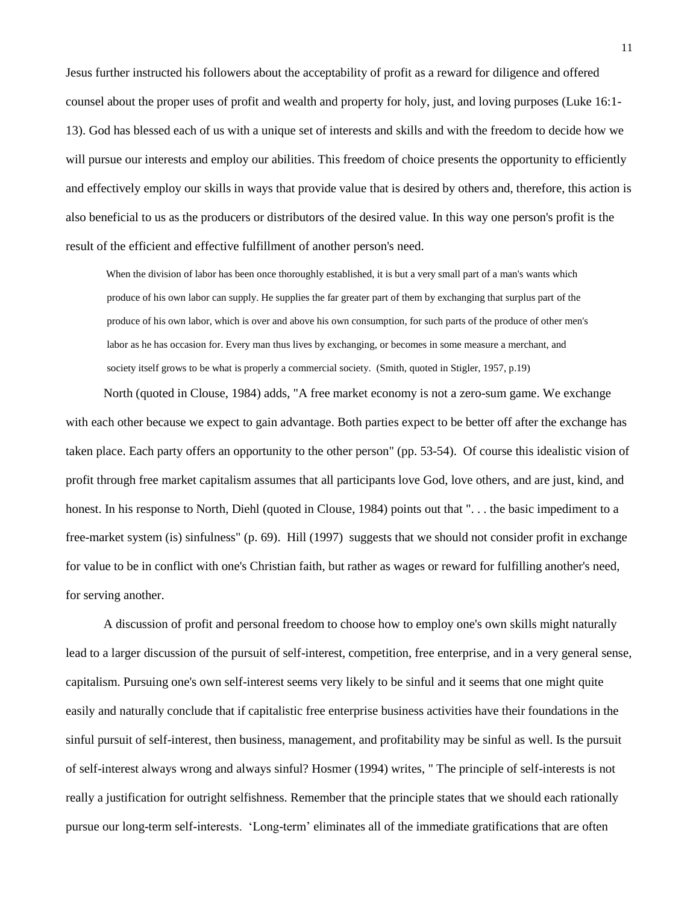Jesus further instructed his followers about the acceptability of profit as a reward for diligence and offered counsel about the proper uses of profit and wealth and property for holy, just, and loving purposes (Luke 16:1-13). God has blessed each of us with a unique set of interests and skills and with the freedom to decide how we will pursue our interests and employ our abilities. This freedom of choice presents the opportunity to efficiently and effectively employ our skills in ways that provide value that is desired by others and, therefore, this action is also beneficial to us as the producers or distributors of the desired value. In this way one person's profit is the result of the efficient and effective fulfillment of another person's need.

> When the division of labor has been once thoroughly established, it is but a very small part of a man's wants which produce of his own labor can supply. He supplies the far greater part of them by exchanging that surplus part of the produce of his own labor, which is over and above his own consumption, for such parts of the produce of other men's labor as he has occasion for. Every man thus lives by exchanging, or becomes in some measure a merchant, and society itself grows to be what is properly a commercial society. (Smith, quoted in Stigler, 1957, p.19)

North (quoted in Clouse, 1984) adds, "A free market economy is not a zero-sum game. We exchange with each other because we expect to gain advantage. Both parties expect to be better off after the exchange has taken place. Each party offers an opportunity to the other person" (pp. 53-54). Of course this idealistic vision of profit through free market capitalism assumes that all participants love God, love others, and are just, kind, and honest. In his response to North, Diehl (quoted in Clouse, 1984) points out that ". . . the basic impediment to a free-market system (is) sinfulness" (p. 69). Hill (1997) suggests that we should not consider profit in exchange for value to be in conflict with one's Christian faith, but rather as wages or reward for fulfilling another's need, for serving another.

A discussion of profit and personal freedom to choose how to employ one's own skills might naturally lead to a larger discussion of the pursuit of self-interest, competition, free enterprise, and in a very general sense, capitalism. Pursuing one's own self-interest seems very likely to be sinful and it seems that one might quite easily and naturally conclude that if capitalistic free enterprise business activities have their foundations in the sinful pursuit of self-interest, then business, management, and profitability may be sinful as well. Is the pursuit of self-interest always wrong and always sinful? Hosmer (1994) writes, " The principle of self-interests is not really a justification for outright selfishness. Remember that the principle states that we should each rationally pursue our long-term self-interests. 'Long-term' eliminates all of the immediate gratifications that are often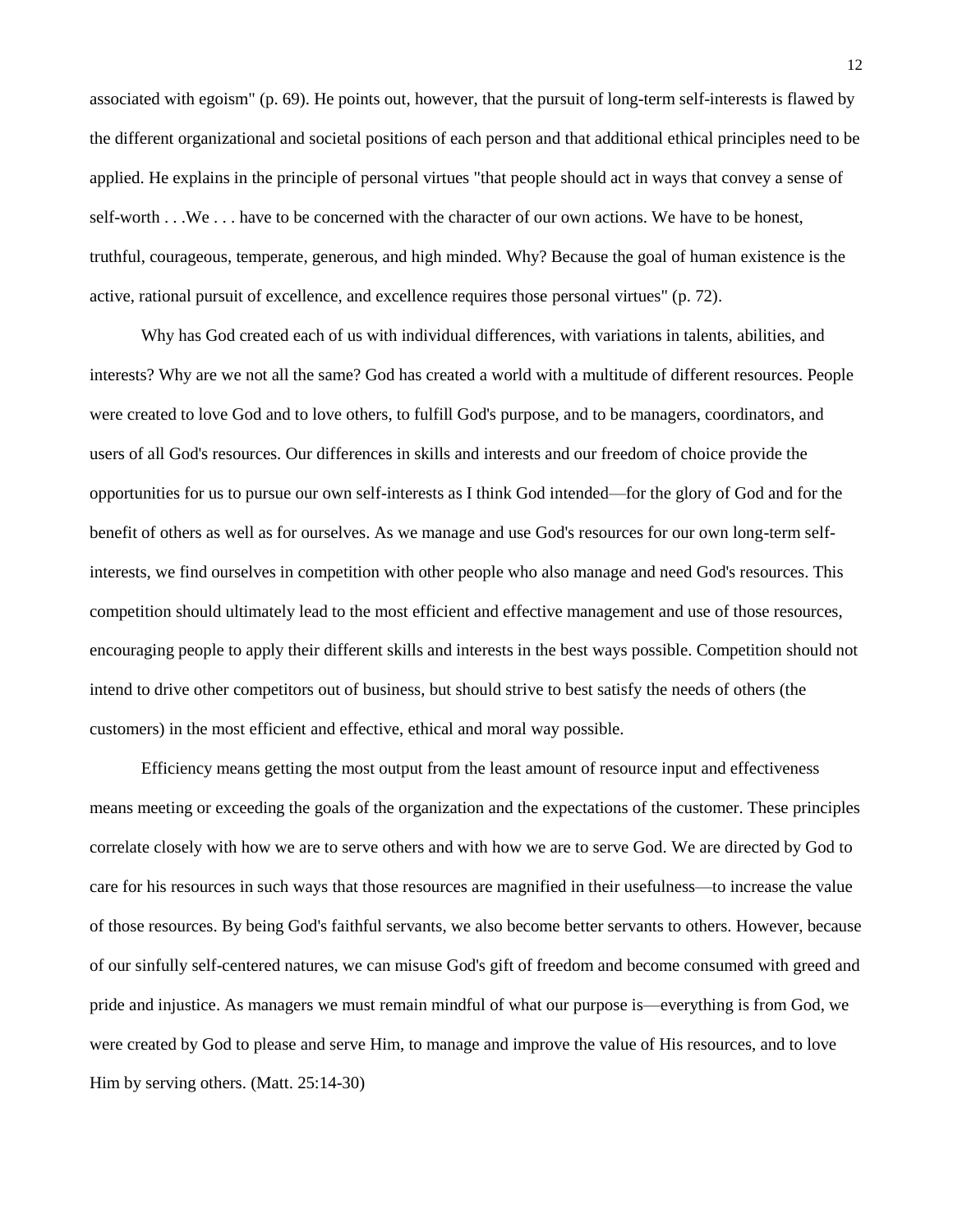associated with egoism" (p. 69). He points out, however, that the pursuit of long-term self-interests is flawed by the different organizational and societal positions of each person and that additional ethical principles need to be applied. He explains in the principle of personal virtues "that people should act in ways that convey a sense of self-worth . . .We . . . have to be concerned with the character of our own actions. We have to be honest, truthful, courageous, temperate, generous, and high minded. Why? Because the goal of human existence is the active, rational pursuit of excellence, and excellence requires those personal virtues" (p. 72).

Why has God created each of us with individual differences, with variations in talents, abilities, and interests? Why are we not all the same? God has created a world with a multitude of different resources. People were created to love God and to love others, to fulfill God's purpose, and to be managers, coordinators, and users of all God's resources. Our differences in skills and interests and our freedom of choice provide the opportunities for us to pursue our own self-interests as I think God intended—for the glory of God and for the benefit of others as well as for ourselves. As we manage and use God's resources for our own long-term self-interests, we find ourselves in competition with other people who also manage and need God's resources. This competition should ultimately lead to the most efficient and effective management and use of those resources, encouraging people to apply their different skills and interests in the best ways possible. Competition should not intend to drive other competitors out of business, but should strive to best satisfy the needs of others (the customers) in the most efficient and effective, ethical and moral way possible.

Efficiency means getting the most output from the least amount of resource input and effectiveness means meeting or exceeding the goals of the organization and the expectations of the customer. These principles correlate closely with how we are to serve others and with how we are to serve God. We are directed by God to care for his resources in such ways that those resources are magnified in their usefulness—to increase the value of those resources. By being God's faithful servants, we also become better servants to others. However, because of our sinfully self-centered natures, we can misuse God's gift of freedom and become consumed with greed and pride and injustice. As managers we must remain mindful of what our purpose is—everything is from God, we were created by God to please and serve Him, to manage and improve the value of His resources, and to love Him by serving others. (Matt. 25:14-30)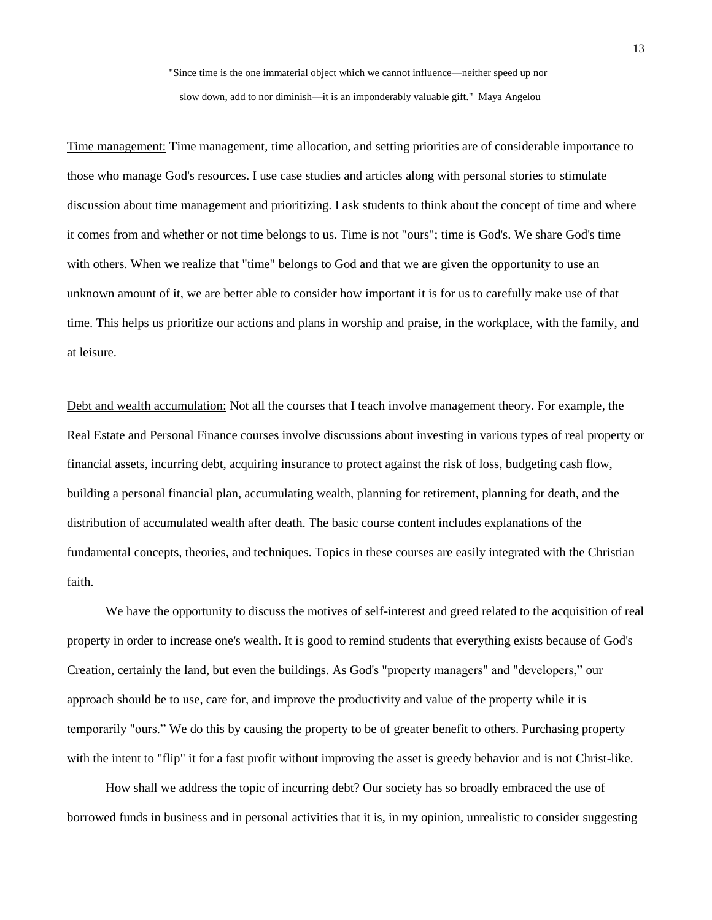"Since time is the one immaterial object which we cannot influence—neither speed up nor slow down, add to nor diminish—it is an imponderably valuable gift." Maya Angelou

Time management: Time management, time allocation, and setting priorities are of considerable importance to those who manage God's resources. I use case studies and articles along with personal stories to stimulate discussion about time management and prioritizing. I ask students to think about the concept of time and where it comes from and whether or not time belongs to us. Time is not "ours"; time is God's. We share God's time with others. When we realize that "time" belongs to God and that we are given the opportunity to use an unknown amount of it, we are better able to consider how important it is for us to carefully make use of that time. This helps us prioritize our actions and plans in worship and praise, in the workplace, with the family, and at leisure.

Debt and wealth accumulation: Not all the courses that I teach involve management theory. For example, the Real Estate and Personal Finance courses involve discussions about investing in various types of real property or financial assets, incurring debt, acquiring insurance to protect against the risk of loss, budgeting cash flow, building a personal financial plan, accumulating wealth, planning for retirement, planning for death, and the distribution of accumulated wealth after death. The basic course content includes explanations of the fundamental concepts, theories, and techniques. Topics in these courses are easily integrated with the Christian faith.

We have the opportunity to discuss the motives of self-interest and greed related to the acquisition of real property in order to increase one's wealth. It is good to remind students that everything exists because of God's Creation, certainly the land, but even the buildings. As God's "property managers" and "developers," our approach should be to use, care for, and improve the productivity and value of the property while it is temporarily "ours." We do this by causing the property to be of greater benefit to others. Purchasing property with the intent to "flip" it for a fast profit without improving the asset is greedy behavior and is not Christ-like.

How shall we address the topic of incurring debt? Our society has so broadly embraced the use of borrowed funds in business and in personal activities that it is, in my opinion, unrealistic to consider suggesting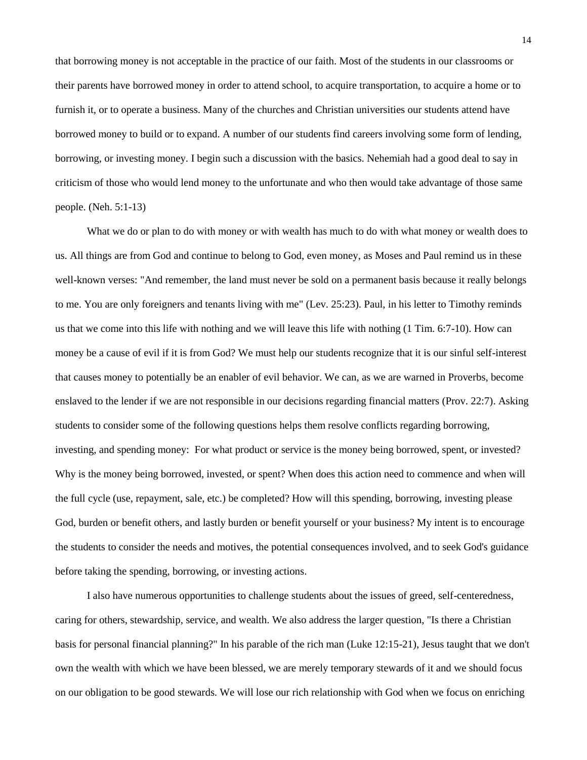that borrowing money is not acceptable in the practice of our faith. Most of the students in our classrooms or their parents have borrowed money in order to attend school, to acquire transportation, to acquire a home or to furnish it, or to operate a business. Many of the churches and Christian universities our students attend have borrowed money to build or to expand. A number of our students find careers involving some form of lending, borrowing, or investing money. I begin such a discussion with the basics. Nehemiah had a good deal to say in criticism of those who would lend money to the unfortunate and who then would take advantage of those same people. (Neh. 5:1-13)

What we do or plan to do with money or with wealth has much to do with what money or wealth does to us. All things are from God and continue to belong to God, even money, as Moses and Paul remind us in these well-known verses: "And remember, the land must never be sold on a permanent basis because it really belongs to me. You are only foreigners and tenants living with me" (Lev. 25:23). Paul, in his letter to Timothy reminds us that we come into this life with nothing and we will leave this life with nothing (1 Tim. 6:7-10). How can money be a cause of evil if it is from God? We must help our students recognize that it is our sinful self-interest that causes money to potentially be an enabler of evil behavior. We can, as we are warned in Proverbs, become enslaved to the lender if we are not responsible in our decisions regarding financial matters (Prov. 22:7). Asking students to consider some of the following questions helps them resolve conflicts regarding borrowing, investing, and spending money: For what product or service is the money being borrowed, spent, or invested? Why is the money being borrowed, invested, or spent? When does this action need to commence and when will the full cycle (use, repayment, sale, etc.) be completed? How will this spending, borrowing, investing please God, burden or benefit others, and lastly burden or benefit yourself or your business? My intent is to encourage the students to consider the needs and motives, the potential consequences involved, and to seek God's guidance before taking the spending, borrowing, or investing actions.

I also have numerous opportunities to challenge students about the issues of greed, self-centeredness, caring for others, stewardship, service, and wealth. We also address the larger question, "Is there a Christian basis for personal financial planning?" In his parable of the rich man (Luke 12:15-21), Jesus taught that we don't own the wealth with which we have been blessed, we are merely temporary stewards of it and we should focus on our obligation to be good stewards. We will lose our rich relationship with God when we focus on enriching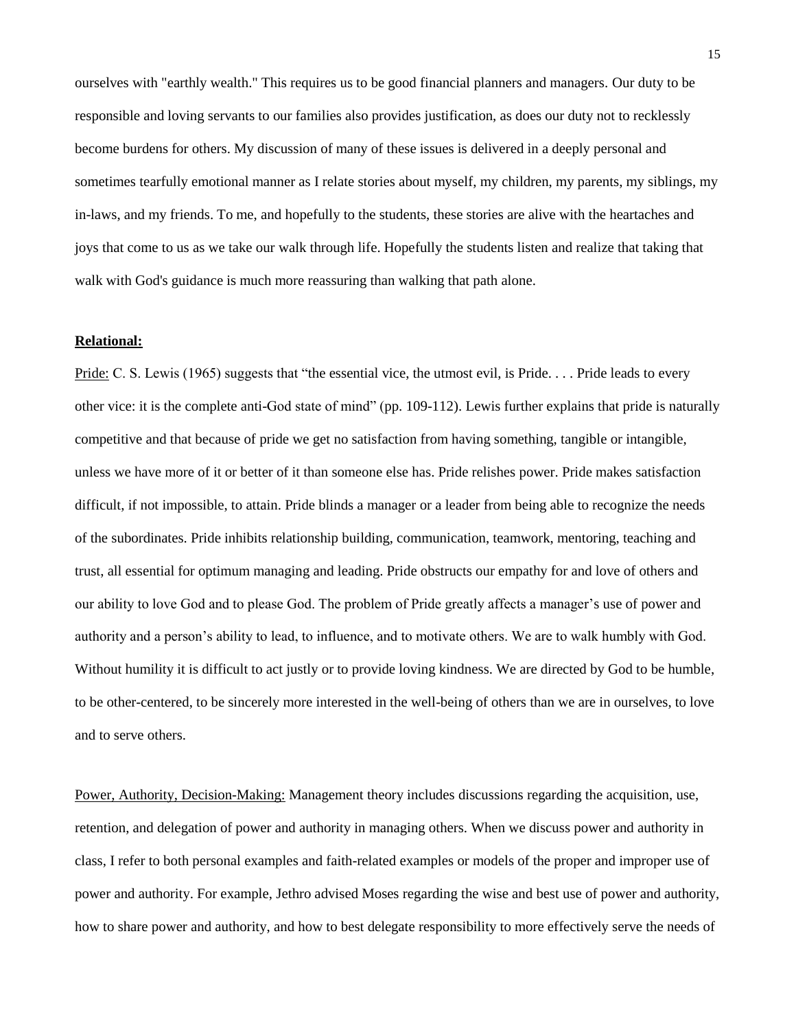ourselves with "earthly wealth." This requires us to be good financial planners and managers. Our duty to be responsible and loving servants to our families also provides justification, as does our duty not to recklessly become burdens for others. My discussion of many of these issues is delivered in a deeply personal and sometimes tearfully emotional manner as I relate stories about myself, my children, my parents, my siblings, my in-laws, and my friends. To me, and hopefully to the students, these stories are alive with the heartaches and joys that come to us as we take our walk through life. Hopefully the students listen and realize that taking that walk with God's guidance is much more reassuring than walking that path alone.

**Relational:**

Pride: C. S. Lewis (1965) suggests that "the essential vice, the utmost evil, is Pride. . . . Pride leads to every other vice: it is the complete anti-God state of mind" (pp. 109-112). Lewis further explains that pride is naturally competitive and that because of pride we get no satisfaction from having something, tangible or intangible, unless we have more of it or better of it than someone else has. Pride relishes power. Pride makes satisfaction difficult, if not impossible, to attain. Pride blinds a manager or a leader from being able to recognize the needs of the subordinates. Pride inhibits relationship building, communication, teamwork, mentoring, teaching and trust, all essential for optimum managing and leading. Pride obstructs our empathy for and love of others and our ability to love God and to please God. The problem of Pride greatly affects a manager's use of power and authority and a person's ability to lead, to influence, and to motivate others. We are to walk humbly with God. Without humility it is difficult to act justly or to provide loving kindness. We are directed by God to be humble, to be other-centered, to be sincerely more interested in the well-being of others than we are in ourselves, to love and to serve others.

Power, Authority, Decision-Making: Management theory includes discussions regarding the acquisition, use, retention, and delegation of power and authority in managing others. When we discuss power and authority in class, I refer to both personal examples and faith-related examples or models of the proper and improper use of power and authority. For example, Jethro advised Moses regarding the wise and best use of power and authority, how to share power and authority, and how to best delegate responsibility to more effectively serve the needs of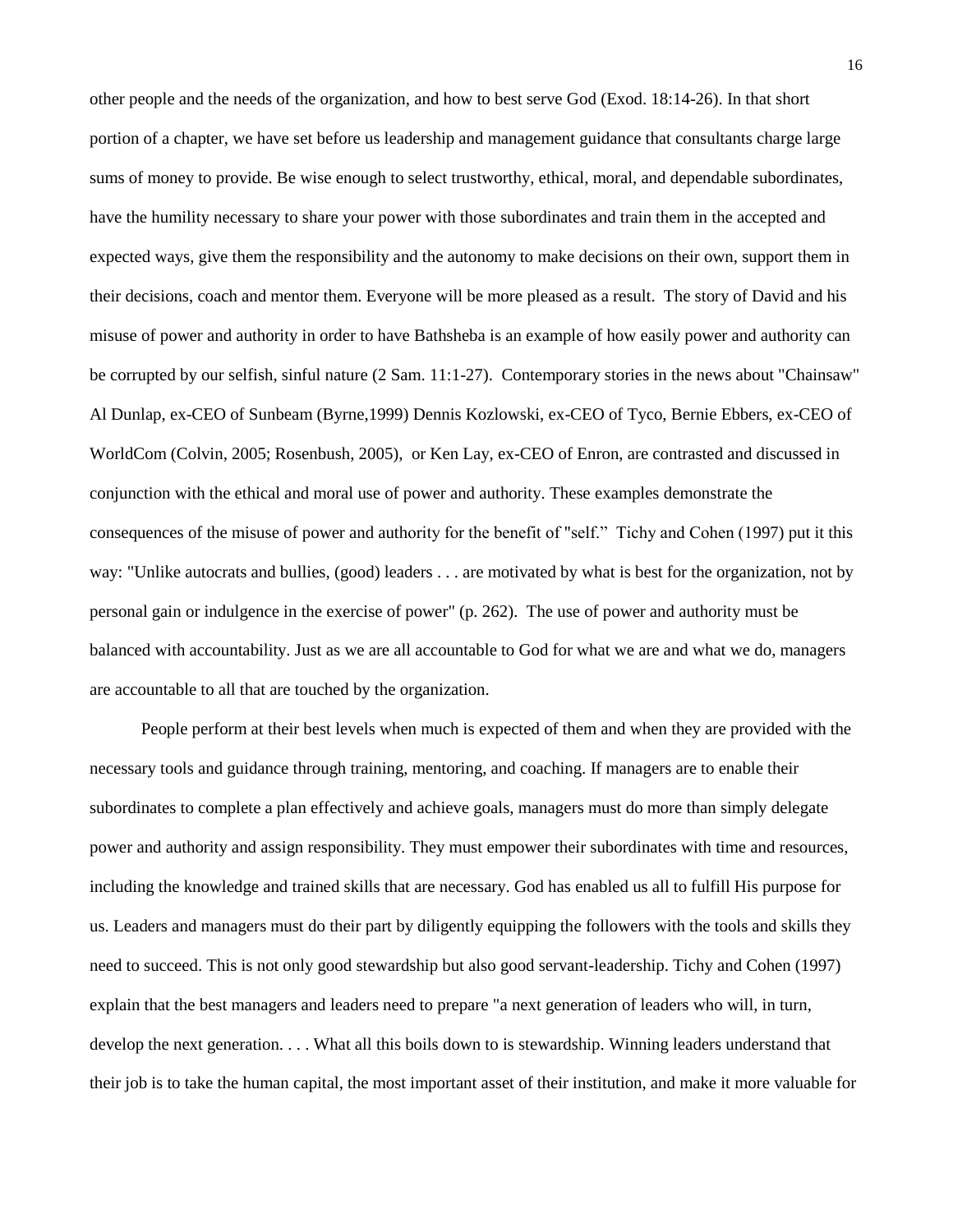other people and the needs of the organization, and how to best serve God (Exod. 18:14-26). In that short portion of a chapter, we have set before us leadership and management guidance that consultants charge large sums of money to provide. Be wise enough to select trustworthy, ethical, moral, and dependable subordinates, have the humility necessary to share your power with those subordinates and train them in the accepted and expected ways, give them the responsibility and the autonomy to make decisions on their own, support them in their decisions, coach and mentor them. Everyone will be more pleased as a result. The story of David and his misuse of power and authority in order to have Bathsheba is an example of how easily power and authority can be corrupted by our selfish, sinful nature (2 Sam. 11:1-27). Contemporary stories in the news about "Chainsaw" Al Dunlap, ex-CEO of Sunbeam (Byrne,1999) Dennis Kozlowski, ex-CEO of Tyco, Bernie Ebbers, ex-CEO of WorldCom (Colvin, 2005; Rosenbush, 2005), or Ken Lay, ex-CEO of Enron, are contrasted and discussed in conjunction with the ethical and moral use of power and authority. These examples demonstrate the consequences of the misuse of power and authority for the benefit of "self." Tichy and Cohen (1997) put it this way: "Unlike autocrats and bullies, (good) leaders . . . are motivated by what is best for the organization, not by personal gain or indulgence in the exercise of power" (p. 262). The use of power and authority must be balanced with accountability. Just as we are all accountable to God for what we are and what we do, managers are accountable to all that are touched by the organization.

People perform at their best levels when much is expected of them and when they are provided with the necessary tools and guidance through training, mentoring, and coaching. If managers are to enable their subordinates to complete a plan effectively and achieve goals, managers must do more than simply delegate power and authority and assign responsibility. They must empower their subordinates with time and resources, including the knowledge and trained skills that are necessary. God has enabled us all to fulfill His purpose for us. Leaders and managers must do their part by diligently equipping the followers with the tools and skills they need to succeed. This is not only good stewardship but also good servant-leadership. Tichy and Cohen (1997) explain that the best managers and leaders need to prepare "a next generation of leaders who will, in turn, develop the next generation. . . . What all this boils down to is stewardship. Winning leaders understand that their job is to take the human capital, the most important asset of their institution, and make it more valuable for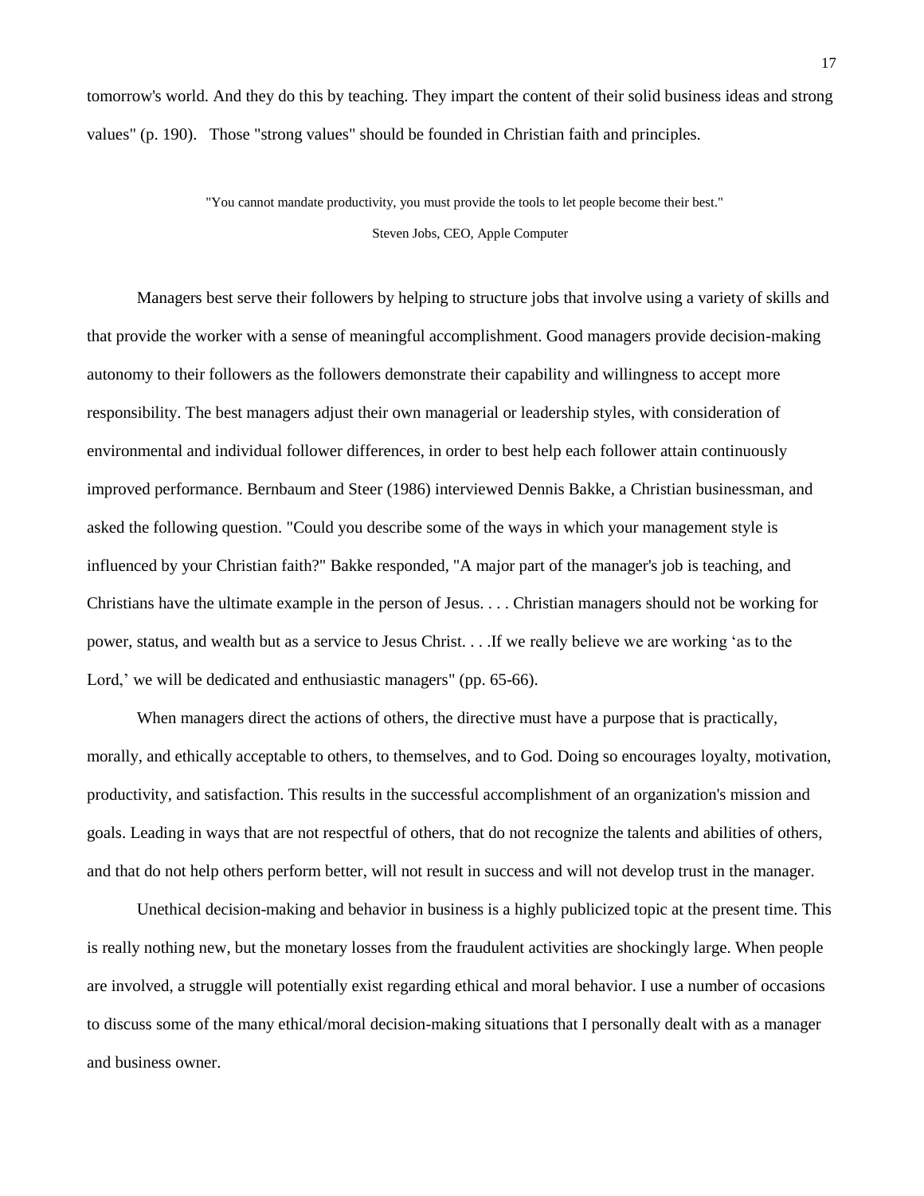tomorrow's world. And they do this by teaching. They impart the content of their solid business ideas and strong values" (p. 190).   Those "strong values" should be founded in Christian faith and principles.

> "You cannot mandate productivity, you must provide the tools to let people become their best."
>
> Steven Jobs, CEO, Apple Computer

Managers best serve their followers by helping to structure jobs that involve using a variety of skills and that provide the worker with a sense of meaningful accomplishment. Good managers provide decision-making autonomy to their followers as the followers demonstrate their capability and willingness to accept more responsibility. The best managers adjust their own managerial or leadership styles, with consideration of environmental and individual follower differences, in order to best help each follower attain continuously improved performance. Bernbaum and Steer (1986) interviewed Dennis Bakke, a Christian businessman, and asked the following question. "Could you describe some of the ways in which your management style is influenced by your Christian faith?" Bakke responded, "A major part of the manager's job is teaching, and Christians have the ultimate example in the person of Jesus. . . . Christian managers should not be working for power, status, and wealth but as a service to Jesus Christ. . . .If we really believe we are working 'as to the Lord,' we will be dedicated and enthusiastic managers" (pp. 65-66).

When managers direct the actions of others, the directive must have a purpose that is practically, morally, and ethically acceptable to others, to themselves, and to God. Doing so encourages loyalty, motivation, productivity, and satisfaction. This results in the successful accomplishment of an organization's mission and goals. Leading in ways that are not respectful of others, that do not recognize the talents and abilities of others, and that do not help others perform better, will not result in success and will not develop trust in the manager.

Unethical decision-making and behavior in business is a highly publicized topic at the present time. This is really nothing new, but the monetary losses from the fraudulent activities are shockingly large. When people are involved, a struggle will potentially exist regarding ethical and moral behavior. I use a number of occasions to discuss some of the many ethical/moral decision-making situations that I personally dealt with as a manager and business owner.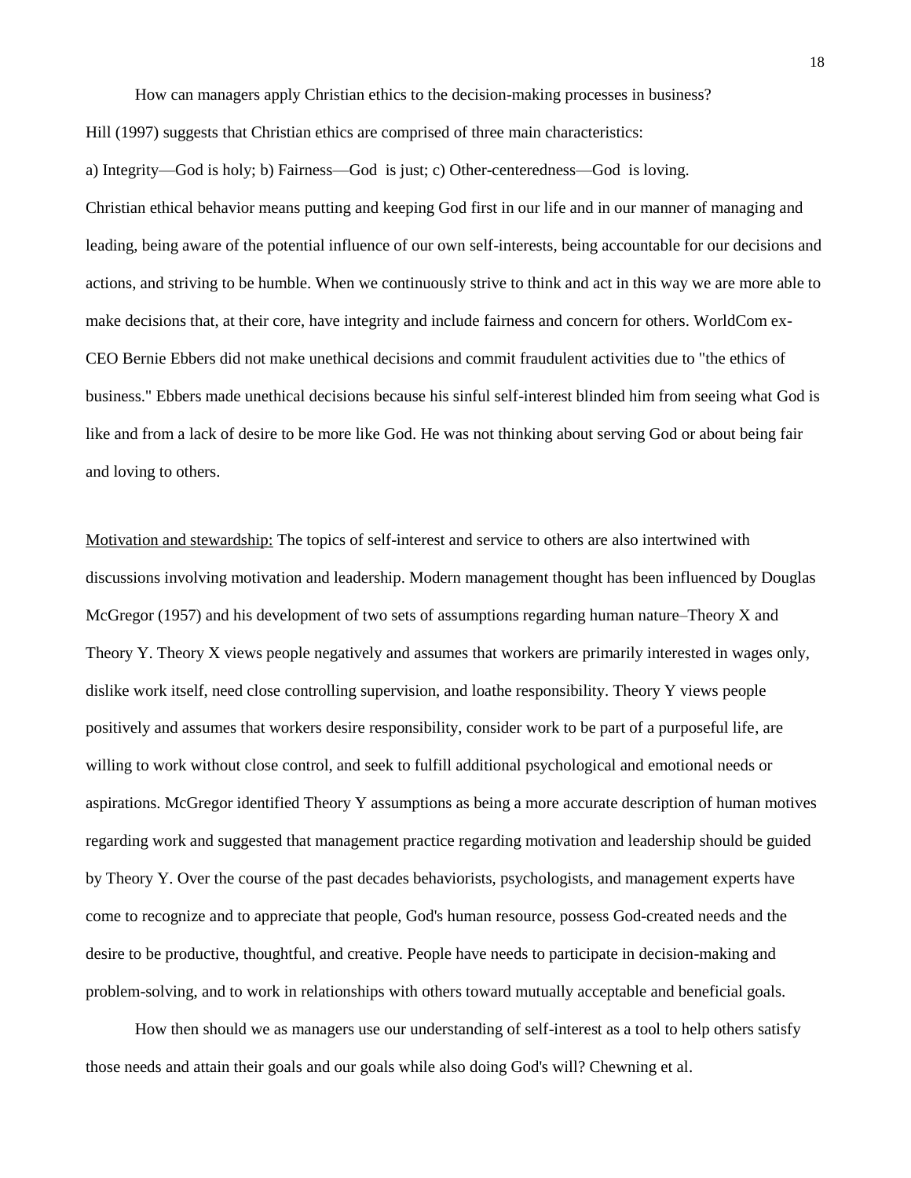How can managers apply Christian ethics to the decision-making processes in business? Hill (1997) suggests that Christian ethics are comprised of three main characteristics:

a) Integrity—God is holy; b) Fairness—God is just; c) Other-centeredness—God is loving.

Christian ethical behavior means putting and keeping God first in our life and in our manner of managing and leading, being aware of the potential influence of our own self-interests, being accountable for our decisions and actions, and striving to be humble. When we continuously strive to think and act in this way we are more able to make decisions that, at their core, have integrity and include fairness and concern for others. WorldCom ex-CEO Bernie Ebbers did not make unethical decisions and commit fraudulent activities due to "the ethics of business." Ebbers made unethical decisions because his sinful self-interest blinded him from seeing what God is like and from a lack of desire to be more like God. He was not thinking about serving God or about being fair and loving to others.

<u>Motivation and stewardship:</u> The topics of self-interest and service to others are also intertwined with discussions involving motivation and leadership. Modern management thought has been influenced by Douglas McGregor (1957) and his development of two sets of assumptions regarding human nature–Theory X and Theory Y. Theory X views people negatively and assumes that workers are primarily interested in wages only, dislike work itself, need close controlling supervision, and loathe responsibility. Theory Y views people positively and assumes that workers desire responsibility, consider work to be part of a purposeful life, are willing to work without close control, and seek to fulfill additional psychological and emotional needs or aspirations. McGregor identified Theory Y assumptions as being a more accurate description of human motives regarding work and suggested that management practice regarding motivation and leadership should be guided by Theory Y. Over the course of the past decades behaviorists, psychologists, and management experts have come to recognize and to appreciate that people, God's human resource, possess God-created needs and the desire to be productive, thoughtful, and creative. People have needs to participate in decision-making and problem-solving, and to work in relationships with others toward mutually acceptable and beneficial goals.

How then should we as managers use our understanding of self-interest as a tool to help others satisfy those needs and attain their goals and our goals while also doing God's will? Chewning et al.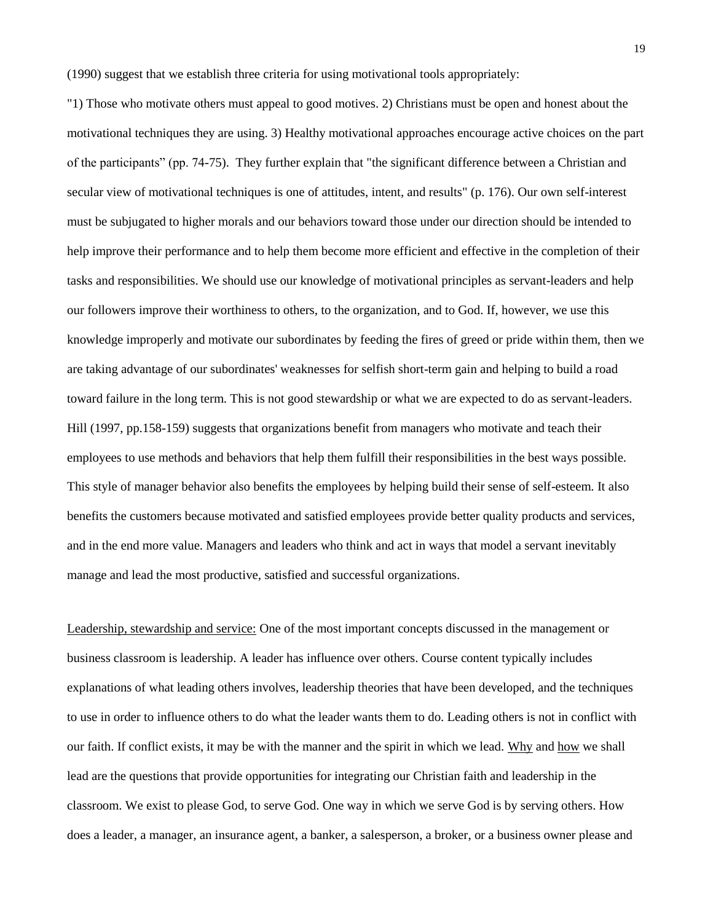(1990) suggest that we establish three criteria for using motivational tools appropriately:

"1) Those who motivate others must appeal to good motives. 2) Christians must be open and honest about the motivational techniques they are using. 3) Healthy motivational approaches encourage active choices on the part of the participants" (pp. 74-75). They further explain that "the significant difference between a Christian and secular view of motivational techniques is one of attitudes, intent, and results" (p. 176). Our own self-interest must be subjugated to higher morals and our behaviors toward those under our direction should be intended to help improve their performance and to help them become more efficient and effective in the completion of their tasks and responsibilities. We should use our knowledge of motivational principles as servant-leaders and help our followers improve their worthiness to others, to the organization, and to God. If, however, we use this knowledge improperly and motivate our subordinates by feeding the fires of greed or pride within them, then we are taking advantage of our subordinates' weaknesses for selfish short-term gain and helping to build a road toward failure in the long term. This is not good stewardship or what we are expected to do as servant-leaders. Hill (1997, pp.158-159) suggests that organizations benefit from managers who motivate and teach their employees to use methods and behaviors that help them fulfill their responsibilities in the best ways possible. This style of manager behavior also benefits the employees by helping build their sense of self-esteem. It also benefits the customers because motivated and satisfied employees provide better quality products and services, and in the end more value. Managers and leaders who think and act in ways that model a servant inevitably manage and lead the most productive, satisfied and successful organizations.

<u>Leadership, stewardship and service:</u> One of the most important concepts discussed in the management or business classroom is leadership. A leader has influence over others. Course content typically includes explanations of what leading others involves, leadership theories that have been developed, and the techniques to use in order to influence others to do what the leader wants them to do. Leading others is not in conflict with our faith. If conflict exists, it may be with the manner and the spirit in which we lead. <u>Why</u> and <u>how</u> we shall lead are the questions that provide opportunities for integrating our Christian faith and leadership in the classroom. We exist to please God, to serve God. One way in which we serve God is by serving others. How does a leader, a manager, an insurance agent, a banker, a salesperson, a broker, or a business owner please and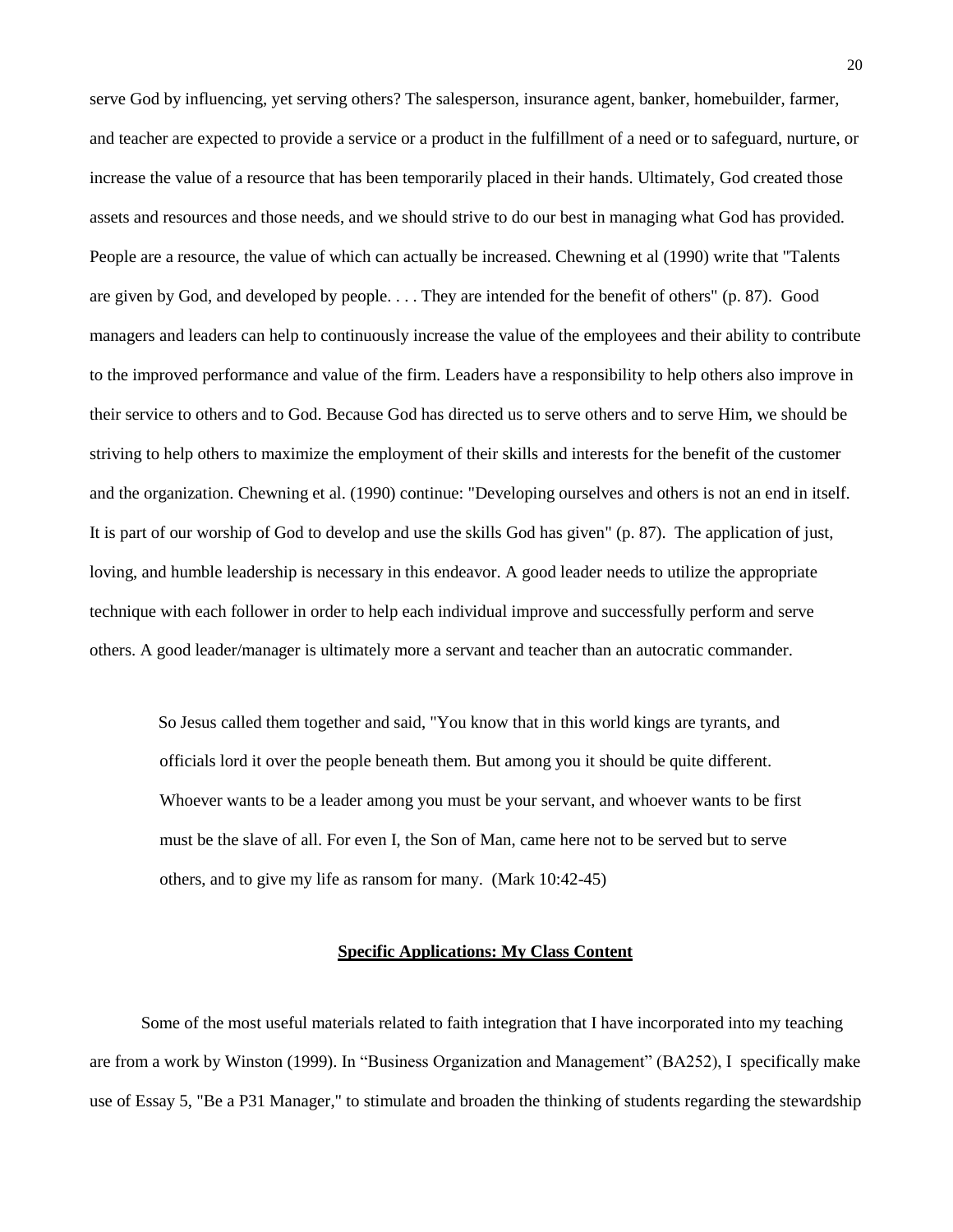serve God by influencing, yet serving others? The salesperson, insurance agent, banker, homebuilder, farmer, and teacher are expected to provide a service or a product in the fulfillment of a need or to safeguard, nurture, or increase the value of a resource that has been temporarily placed in their hands. Ultimately, God created those assets and resources and those needs, and we should strive to do our best in managing what God has provided. People are a resource, the value of which can actually be increased. Chewning et al (1990) write that "Talents are given by God, and developed by people. . . . They are intended for the benefit of others" (p. 87). Good managers and leaders can help to continuously increase the value of the employees and their ability to contribute to the improved performance and value of the firm. Leaders have a responsibility to help others also improve in their service to others and to God. Because God has directed us to serve others and to serve Him, we should be striving to help others to maximize the employment of their skills and interests for the benefit of the customer and the organization. Chewning et al. (1990) continue: "Developing ourselves and others is not an end in itself. It is part of our worship of God to develop and use the skills God has given" (p. 87). The application of just, loving, and humble leadership is necessary in this endeavor. A good leader needs to utilize the appropriate technique with each follower in order to help each individual improve and successfully perform and serve others. A good leader/manager is ultimately more a servant and teacher than an autocratic commander.

> So Jesus called them together and said, "You know that in this world kings are tyrants, and officials lord it over the people beneath them. But among you it should be quite different. Whoever wants to be a leader among you must be your servant, and whoever wants to be first must be the slave of all. For even I, the Son of Man, came here not to be served but to serve others, and to give my life as ransom for many. (Mark 10:42-45)

## **Specific Applications: My Class Content**

Some of the most useful materials related to faith integration that I have incorporated into my teaching are from a work by Winston (1999). In "Business Organization and Management" (BA252), I specifically make use of Essay 5, "Be a P31 Manager," to stimulate and broaden the thinking of students regarding the stewardship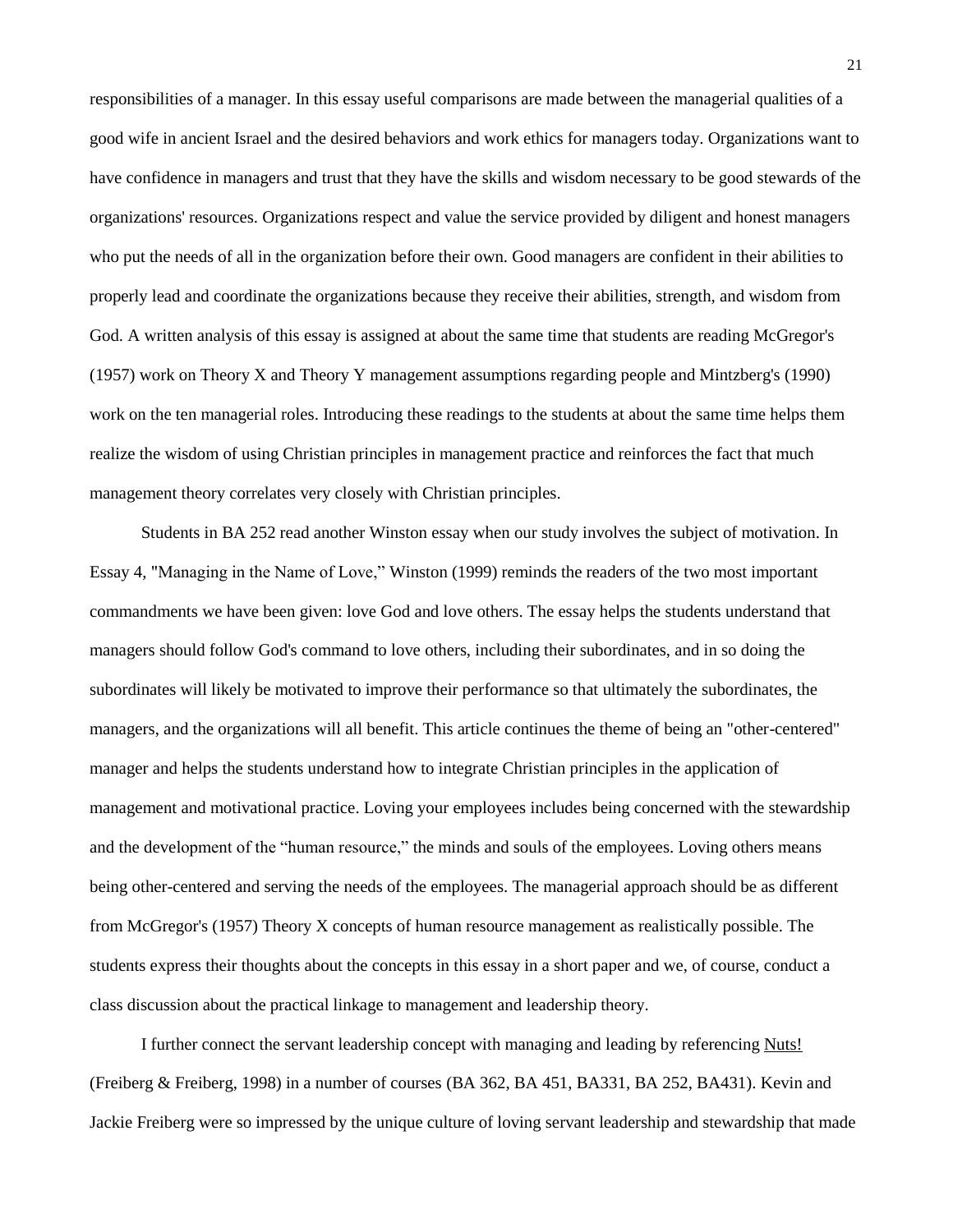responsibilities of a manager. In this essay useful comparisons are made between the managerial qualities of a good wife in ancient Israel and the desired behaviors and work ethics for managers today. Organizations want to have confidence in managers and trust that they have the skills and wisdom necessary to be good stewards of the organizations' resources. Organizations respect and value the service provided by diligent and honest managers who put the needs of all in the organization before their own. Good managers are confident in their abilities to properly lead and coordinate the organizations because they receive their abilities, strength, and wisdom from God. A written analysis of this essay is assigned at about the same time that students are reading McGregor's (1957) work on Theory X and Theory Y management assumptions regarding people and Mintzberg's (1990) work on the ten managerial roles. Introducing these readings to the students at about the same time helps them realize the wisdom of using Christian principles in management practice and reinforces the fact that much management theory correlates very closely with Christian principles.

Students in BA 252 read another Winston essay when our study involves the subject of motivation. In Essay 4, "Managing in the Name of Love," Winston (1999) reminds the readers of the two most important commandments we have been given: love God and love others. The essay helps the students understand that managers should follow God's command to love others, including their subordinates, and in so doing the subordinates will likely be motivated to improve their performance so that ultimately the subordinates, the managers, and the organizations will all benefit. This article continues the theme of being an "other-centered" manager and helps the students understand how to integrate Christian principles in the application of management and motivational practice. Loving your employees includes being concerned with the stewardship and the development of the "human resource," the minds and souls of the employees. Loving others means being other-centered and serving the needs of the employees. The managerial approach should be as different from McGregor's (1957) Theory X concepts of human resource management as realistically possible. The students express their thoughts about the concepts in this essay in a short paper and we, of course, conduct a class discussion about the practical linkage to management and leadership theory.

I further connect the servant leadership concept with managing and leading by referencing <u>Nuts!</u> (Freiberg & Freiberg, 1998) in a number of courses (BA 362, BA 451, BA331, BA 252, BA431). Kevin and Jackie Freiberg were so impressed by the unique culture of loving servant leadership and stewardship that made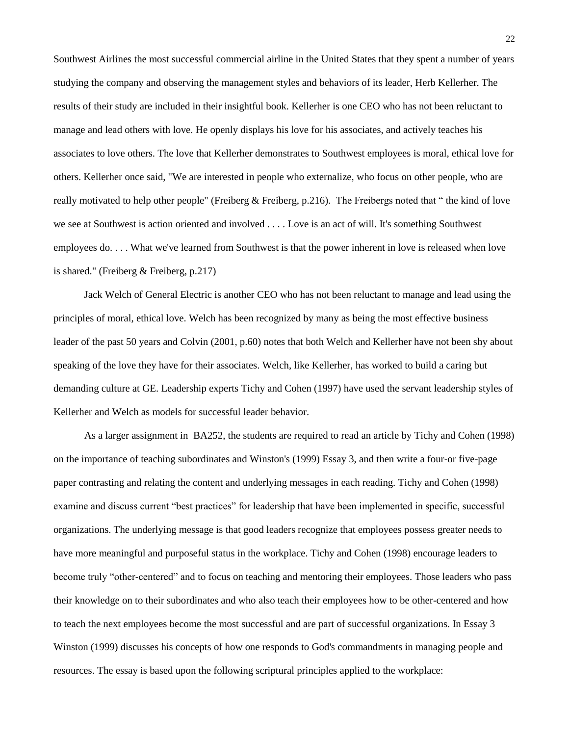Southwest Airlines the most successful commercial airline in the United States that they spent a number of years studying the company and observing the management styles and behaviors of its leader, Herb Kellerher. The results of their study are included in their insightful book. Kellerher is one CEO who has not been reluctant to manage and lead others with love. He openly displays his love for his associates, and actively teaches his associates to love others. The love that Kellerher demonstrates to Southwest employees is moral, ethical love for others. Kellerher once said, "We are interested in people who externalize, who focus on other people, who are really motivated to help other people" (Freiberg & Freiberg, p.216). The Freibergs noted that " the kind of love we see at Southwest is action oriented and involved . . . . Love is an act of will. It's something Southwest employees do. . . . What we've learned from Southwest is that the power inherent in love is released when love is shared." (Freiberg & Freiberg, p.217)

Jack Welch of General Electric is another CEO who has not been reluctant to manage and lead using the principles of moral, ethical love. Welch has been recognized by many as being the most effective business leader of the past 50 years and Colvin (2001, p.60) notes that both Welch and Kellerher have not been shy about speaking of the love they have for their associates. Welch, like Kellerher, has worked to build a caring but demanding culture at GE. Leadership experts Tichy and Cohen (1997) have used the servant leadership styles of Kellerher and Welch as models for successful leader behavior.

As a larger assignment in BA252, the students are required to read an article by Tichy and Cohen (1998) on the importance of teaching subordinates and Winston's (1999) Essay 3, and then write a four-or five-page paper contrasting and relating the content and underlying messages in each reading. Tichy and Cohen (1998) examine and discuss current "best practices" for leadership that have been implemented in specific, successful organizations. The underlying message is that good leaders recognize that employees possess greater needs to have more meaningful and purposeful status in the workplace. Tichy and Cohen (1998) encourage leaders to become truly "other-centered" and to focus on teaching and mentoring their employees. Those leaders who pass their knowledge on to their subordinates and who also teach their employees how to be other-centered and how to teach the next employees become the most successful and are part of successful organizations. In Essay 3 Winston (1999) discusses his concepts of how one responds to God's commandments in managing people and resources. The essay is based upon the following scriptural principles applied to the workplace: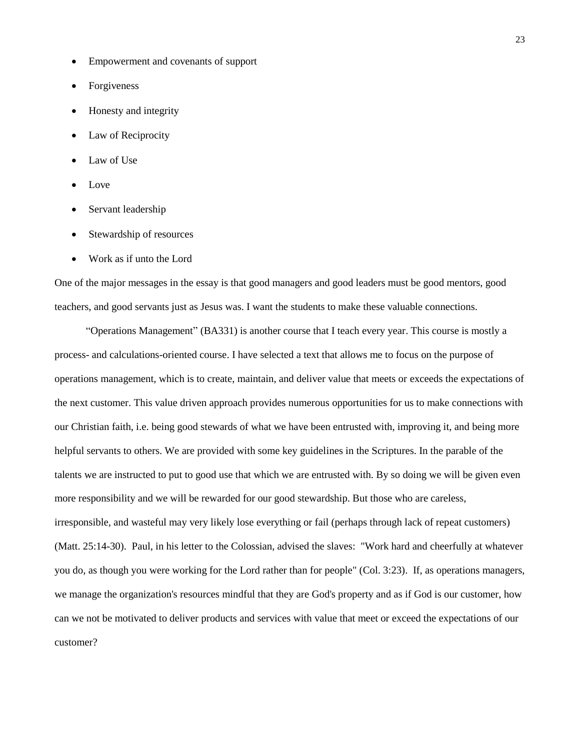- Empowerment and covenants of support
- Forgiveness
- Honesty and integrity
- Law of Reciprocity
- Law of Use
- Love
- Servant leadership
- Stewardship of resources
- Work as if unto the Lord

One of the major messages in the essay is that good managers and good leaders must be good mentors, good teachers, and good servants just as Jesus was. I want the students to make these valuable connections.

"Operations Management" (BA331) is another course that I teach every year. This course is mostly a process- and calculations-oriented course. I have selected a text that allows me to focus on the purpose of operations management, which is to create, maintain, and deliver value that meets or exceeds the expectations of the next customer. This value driven approach provides numerous opportunities for us to make connections with our Christian faith, i.e. being good stewards of what we have been entrusted with, improving it, and being more helpful servants to others. We are provided with some key guidelines in the Scriptures. In the parable of the talents we are instructed to put to good use that which we are entrusted with. By so doing we will be given even more responsibility and we will be rewarded for our good stewardship. But those who are careless, irresponsible, and wasteful may very likely lose everything or fail (perhaps through lack of repeat customers) (Matt. 25:14-30). Paul, in his letter to the Colossian, advised the slaves: "Work hard and cheerfully at whatever you do, as though you were working for the Lord rather than for people" (Col. 3:23). If, as operations managers, we manage the organization's resources mindful that they are God's property and as if God is our customer, how can we not be motivated to deliver products and services with value that meet or exceed the expectations of our customer?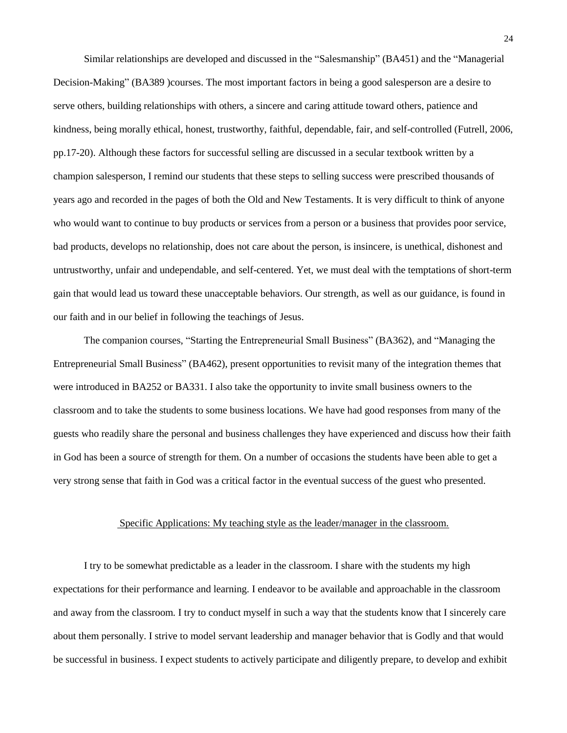Similar relationships are developed and discussed in the "Salesmanship" (BA451) and the "Managerial Decision-Making" (BA389 )courses. The most important factors in being a good salesperson are a desire to serve others, building relationships with others, a sincere and caring attitude toward others, patience and kindness, being morally ethical, honest, trustworthy, faithful, dependable, fair, and self-controlled (Futrell, 2006, pp.17-20). Although these factors for successful selling are discussed in a secular textbook written by a champion salesperson, I remind our students that these steps to selling success were prescribed thousands of years ago and recorded in the pages of both the Old and New Testaments. It is very difficult to think of anyone who would want to continue to buy products or services from a person or a business that provides poor service, bad products, develops no relationship, does not care about the person, is insincere, is unethical, dishonest and untrustworthy, unfair and undependable, and self-centered. Yet, we must deal with the temptations of short-term gain that would lead us toward these unacceptable behaviors. Our strength, as well as our guidance, is found in our faith and in our belief in following the teachings of Jesus.

The companion courses, "Starting the Entrepreneurial Small Business" (BA362), and "Managing the Entrepreneurial Small Business" (BA462), present opportunities to revisit many of the integration themes that were introduced in BA252 or BA331. I also take the opportunity to invite small business owners to the classroom and to take the students to some business locations. We have had good responses from many of the guests who readily share the personal and business challenges they have experienced and discuss how their faith in God has been a source of strength for them. On a number of occasions the students have been able to get a very strong sense that faith in God was a critical factor in the eventual success of the guest who presented.

## Specific Applications: My teaching style as the leader/manager in the classroom.

I try to be somewhat predictable as a leader in the classroom. I share with the students my high expectations for their performance and learning. I endeavor to be available and approachable in the classroom and away from the classroom. I try to conduct myself in such a way that the students know that I sincerely care about them personally. I strive to model servant leadership and manager behavior that is Godly and that would be successful in business. I expect students to actively participate and diligently prepare, to develop and exhibit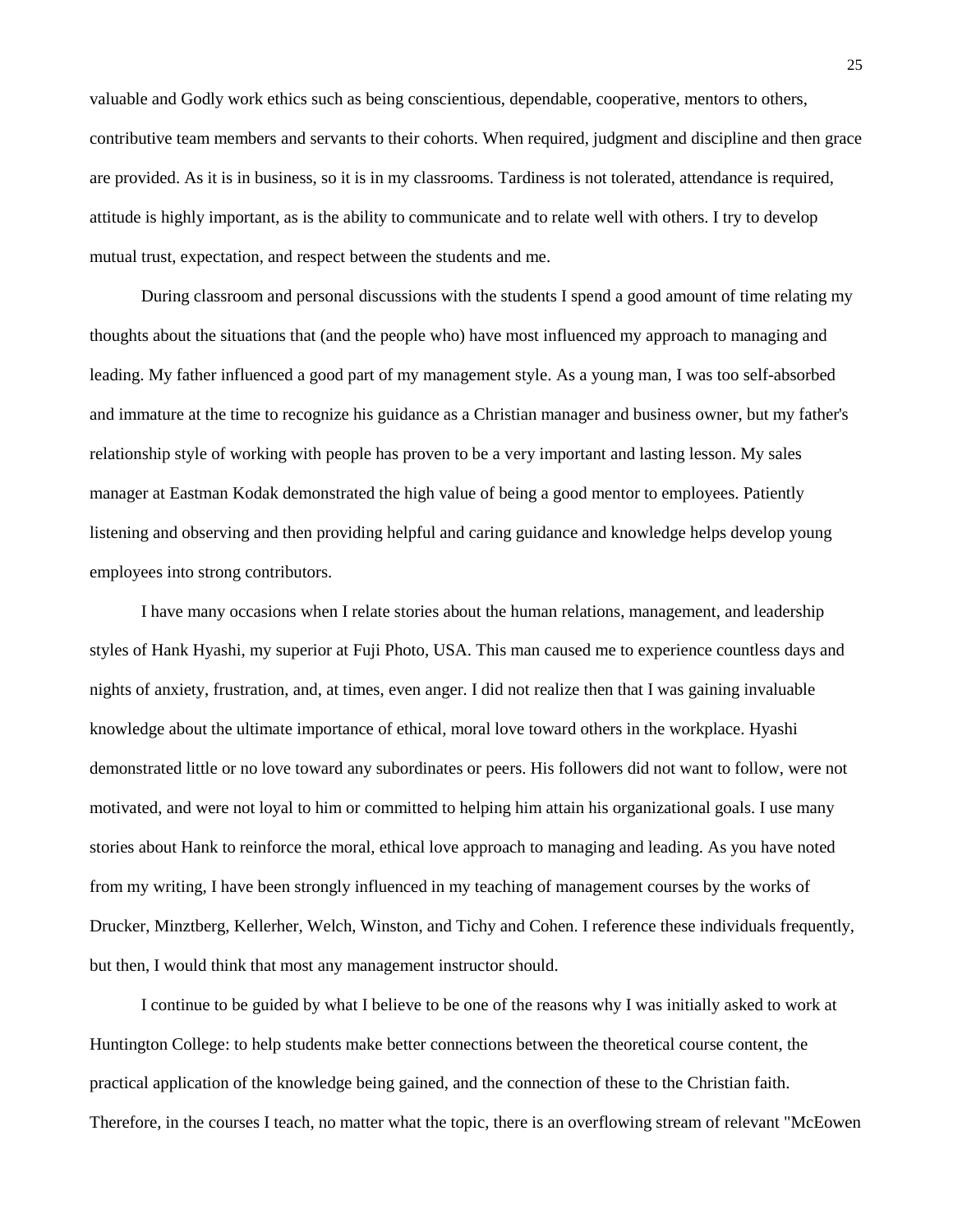valuable and Godly work ethics such as being conscientious, dependable, cooperative, mentors to others, contributive team members and servants to their cohorts. When required, judgment and discipline and then grace are provided. As it is in business, so it is in my classrooms. Tardiness is not tolerated, attendance is required, attitude is highly important, as is the ability to communicate and to relate well with others. I try to develop mutual trust, expectation, and respect between the students and me.

During classroom and personal discussions with the students I spend a good amount of time relating my thoughts about the situations that (and the people who) have most influenced my approach to managing and leading. My father influenced a good part of my management style. As a young man, I was too self-absorbed and immature at the time to recognize his guidance as a Christian manager and business owner, but my father's relationship style of working with people has proven to be a very important and lasting lesson. My sales manager at Eastman Kodak demonstrated the high value of being a good mentor to employees. Patiently listening and observing and then providing helpful and caring guidance and knowledge helps develop young employees into strong contributors.

I have many occasions when I relate stories about the human relations, management, and leadership styles of Hank Hyashi, my superior at Fuji Photo, USA. This man caused me to experience countless days and nights of anxiety, frustration, and, at times, even anger. I did not realize then that I was gaining invaluable knowledge about the ultimate importance of ethical, moral love toward others in the workplace. Hyashi demonstrated little or no love toward any subordinates or peers. His followers did not want to follow, were not motivated, and were not loyal to him or committed to helping him attain his organizational goals. I use many stories about Hank to reinforce the moral, ethical love approach to managing and leading. As you have noted from my writing, I have been strongly influenced in my teaching of management courses by the works of Drucker, Minztberg, Kellerher, Welch, Winston, and Tichy and Cohen. I reference these individuals frequently, but then, I would think that most any management instructor should.

I continue to be guided by what I believe to be one of the reasons why I was initially asked to work at Huntington College: to help students make better connections between the theoretical course content, the practical application of the knowledge being gained, and the connection of these to the Christian faith. Therefore, in the courses I teach, no matter what the topic, there is an overflowing stream of relevant "McEowen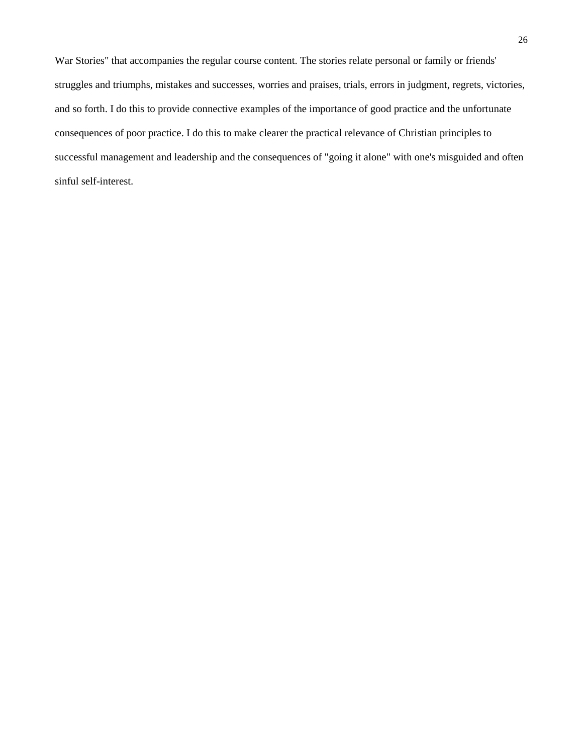War Stories" that accompanies the regular course content. The stories relate personal or family or friends' struggles and triumphs, mistakes and successes, worries and praises, trials, errors in judgment, regrets, victories, and so forth. I do this to provide connective examples of the importance of good practice and the unfortunate consequences of poor practice. I do this to make clearer the practical relevance of Christian principles to successful management and leadership and the consequences of "going it alone" with one's misguided and often sinful self-interest.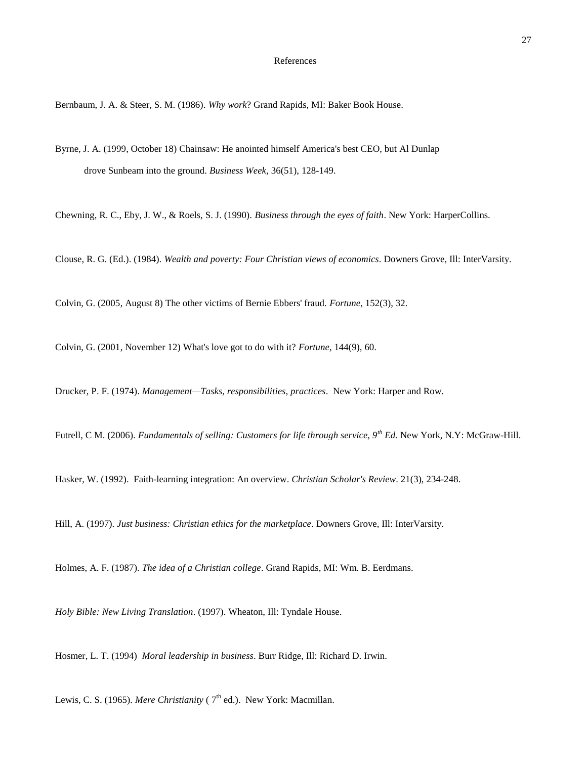# References

Bernbaum, J. A. & Steer, S. M. (1986). *Why work*? Grand Rapids, MI: Baker Book House.

Byrne, J. A. (1999, October 18) Chainsaw: He anointed himself America's best CEO, but Al Dunlap drove Sunbeam into the ground. *Business Week*, 36(51), 128-149.

Chewning, R. C., Eby, J. W., & Roels, S. J. (1990). *Business through the eyes of faith*. New York: HarperCollins.

Clouse, R. G. (Ed.). (1984). *Wealth and poverty: Four Christian views of economics*. Downers Grove, Ill: InterVarsity.

Colvin, G. (2005, August 8) The other victims of Bernie Ebbers' fraud. *Fortune*, 152(3), 32.

Colvin, G. (2001, November 12) What's love got to do with it? *Fortune*, 144(9), 60.

Drucker, P. F. (1974). *Management—Tasks, responsibilities, practices*. New York: Harper and Row.

Futrell, C M. (2006). *Fundamentals of selling: Customers for life through service, 9th Ed.* New York, N.Y: McGraw-Hill.

Hasker, W. (1992). Faith-learning integration: An overview. *Christian Scholar's Review*. 21(3), 234-248.

Hill, A. (1997). *Just business: Christian ethics for the marketplace*. Downers Grove, Ill: InterVarsity.

Holmes, A. F. (1987). *The idea of a Christian college*. Grand Rapids, MI: Wm. B. Eerdmans.

*Holy Bible: New Living Translation*. (1997). Wheaton, Ill: Tyndale House.

Hosmer, L. T. (1994) *Moral leadership in business*. Burr Ridge, Ill: Richard D. Irwin.

Lewis, C. S. (1965). *Mere Christianity* ( 7th ed.). New York: Macmillan.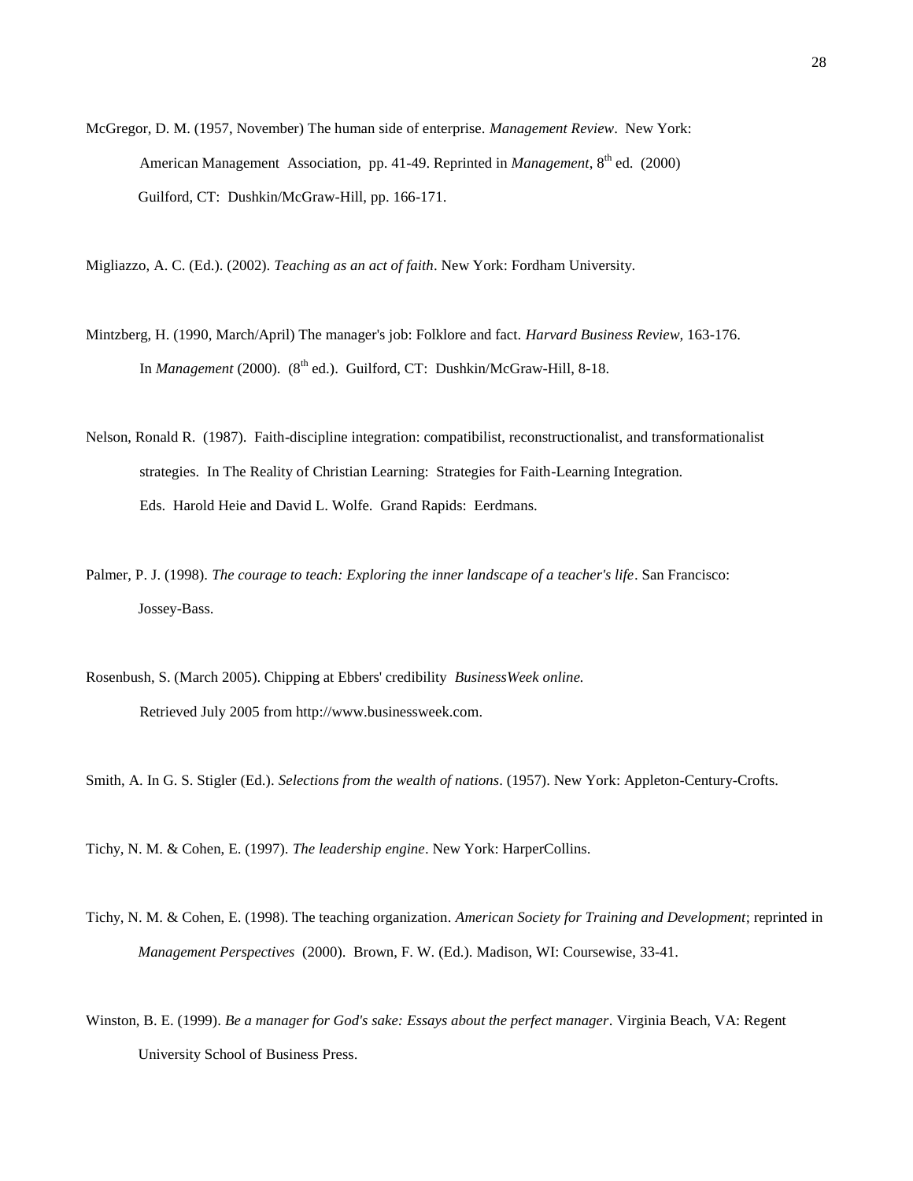McGregor, D. M. (1957, November) The human side of enterprise. *Management Review*. New York: American Management Association, pp. 41-49. Reprinted in *Management*, 8th ed. (2000) Guilford, CT: Dushkin/McGraw-Hill, pp. 166-171.

Migliazzo, A. C. (Ed.). (2002). *Teaching as an act of faith*. New York: Fordham University.

Mintzberg, H. (1990, March/April) The manager's job: Folklore and fact. *Harvard Business Review*, 163-176. In *Management* (2000). (8th ed.). Guilford, CT: Dushkin/McGraw-Hill, 8-18.

Nelson, Ronald R. (1987). Faith-discipline integration: compatibilist, reconstructionalist, and transformationalist strategies. In The Reality of Christian Learning: Strategies for Faith-Learning Integration. Eds. Harold Heie and David L. Wolfe. Grand Rapids: Eerdmans.

Palmer, P. J. (1998). *The courage to teach: Exploring the inner landscape of a teacher's life*. San Francisco: Jossey-Bass.

Rosenbush, S. (March 2005). Chipping at Ebbers' credibility *BusinessWeek online.* Retrieved July 2005 from http://www.businessweek.com.

Smith, A. In G. S. Stigler (Ed.). *Selections from the wealth of nations*. (1957). New York: Appleton-Century-Crofts.

Tichy, N. M. & Cohen, E. (1997). *The leadership engine*. New York: HarperCollins.

Tichy, N. M. & Cohen, E. (1998). The teaching organization. *American Society for Training and Development*; reprinted in *Management Perspectives* (2000). Brown, F. W. (Ed.). Madison, WI: Coursewise, 33-41.

Winston, B. E. (1999). *Be a manager for God's sake: Essays about the perfect manager*. Virginia Beach, VA: Regent University School of Business Press.